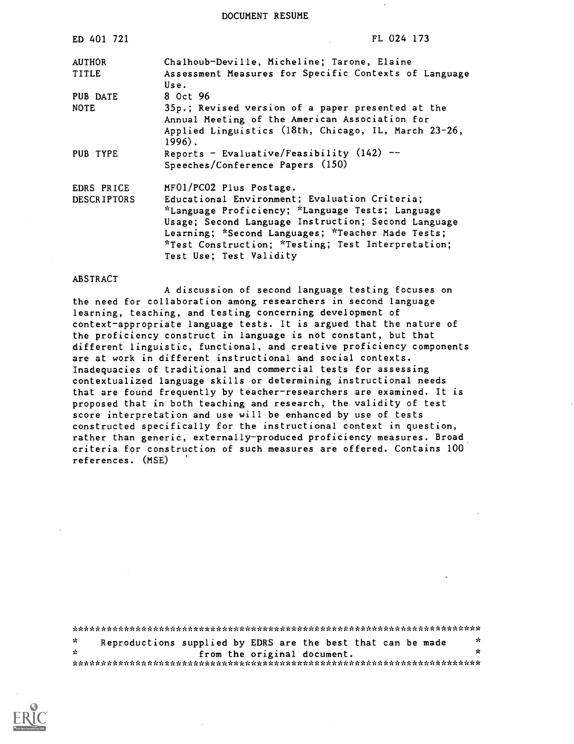DOCUMENT RESUME

| | |
|---|---|
| ED 401 721 | FL 024 173 |
| AUTHOR | Chalhoub-Deville, Micheline; Tarone, Elaine |
| TITLE | Assessment Measures for Specific Contexts of Language Use. |
| PUB DATE | 8 Oct 96 |
| NOTE | 35p.; Revised version of a paper presented at the Annual Meeting of the American Association for Applied Linguistics (18th, Chicago, IL, March 23-26, 1996). |
| PUB TYPE | Reports - Evaluative/Feasibility (142) -- Speeches/Conference Papers (150) |
| EDRS PRICE | MF01/PC02 Plus Postage. |
| DESCRIPTORS | Educational Environment; Evaluation Criteria; *Language Proficiency; *Language Tests; Language Usage; Second Language Instruction; Second Language Learning; *Second Languages; *Teacher Made Tests; *Test Construction; *Testing; Test Interpretation; Test Use; Test Validity |

ABSTRACT

A discussion of second language testing focuses on the need for collaboration among researchers in second language learning, teaching, and testing concerning development of context-appropriate language tests. It is argued that the nature of the proficiency construct in language is not constant, but that different linguistic, functional, and creative proficiency components are at work in different instructional and social contexts. Inadequacies of traditional and commercial tests for assessing contextualized language skills or determining instructional needs that are found frequently by teacher-researchers are examined. It is proposed that in both teaching and research, the validity of test score interpretation and use will be enhanced by use of tests constructed specifically for the instructional context in question, rather than generic, externally-produced proficiency measures. Broad criteria for construction of such measures are offered. Contains 100 references. (MSE)

***********************************************************************
* Reproductions supplied by EDRS are the best that can be made *
* from the original document. *
***********************************************************************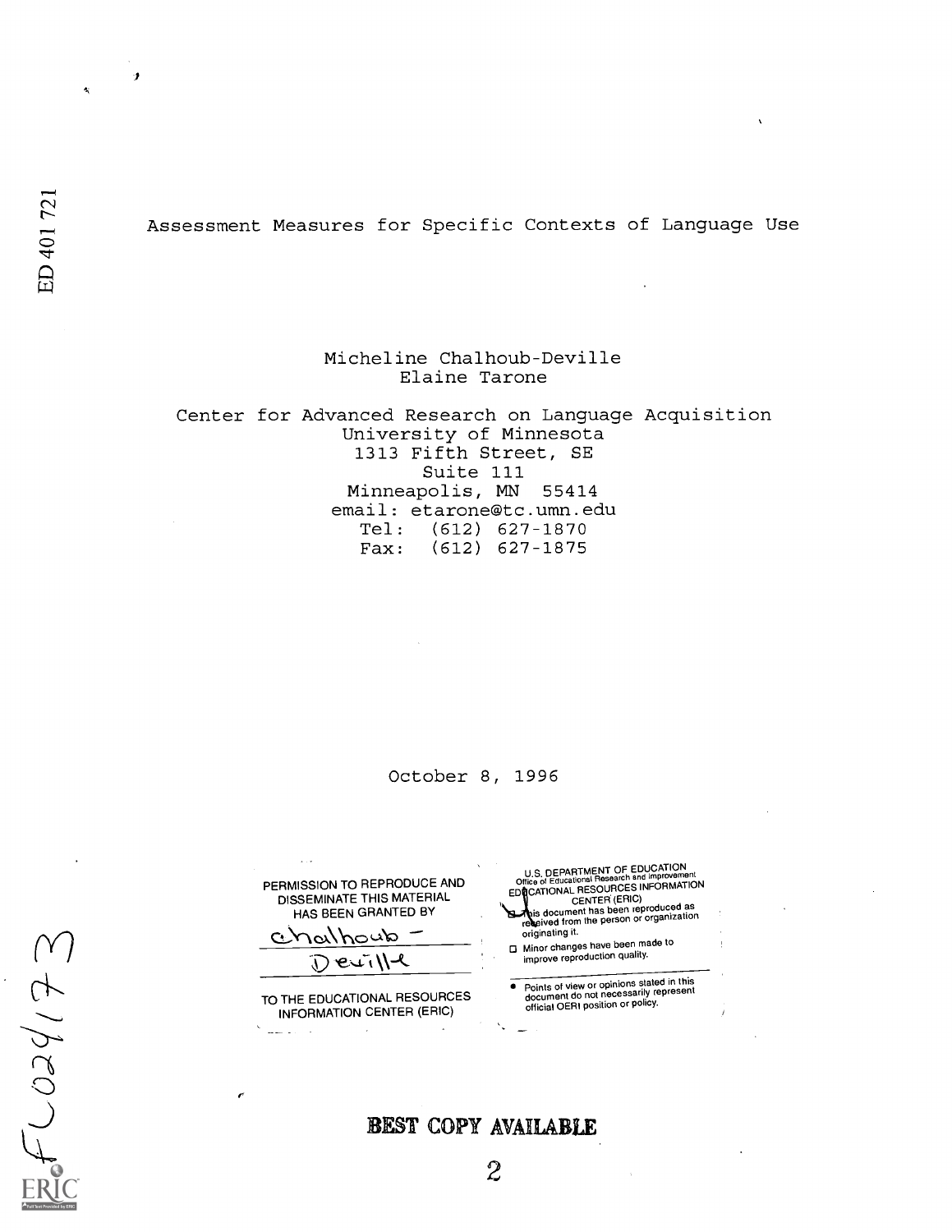# Assessment Measures for Specific Contexts of Language Use

Micheline Chalhoub-Deville
Elaine Tarone

Center for Advanced Research on Language Acquisition
University of Minnesota
1313 Fifth Street, SE
Suite 111
Minneapolis, MN 55414
email: etarone@tc.umn.edu
Tel: (612) 627-1870
Fax: (612) 627-1875

October 8, 1996

PERMISSION TO REPRODUCE AND DISSEMINATE THIS MATERIAL HAS BEEN GRANTED BY

Chalhoub - Deville

TO THE EDUCATIONAL RESOURCES INFORMATION CENTER (ERIC)

U.S. DEPARTMENT OF EDUCATION
Office of Educational Research and Improvement
EDUCATIONAL RESOURCES INFORMATION CENTER (ERIC)

- This document has been reproduced as received from the person or organization originating it.
- Minor changes have been made to improve reproduction quality.
- Points of view or opinions stated in this document do not necessarily represent official OERI position or policy.

BEST COPY AVAILABLE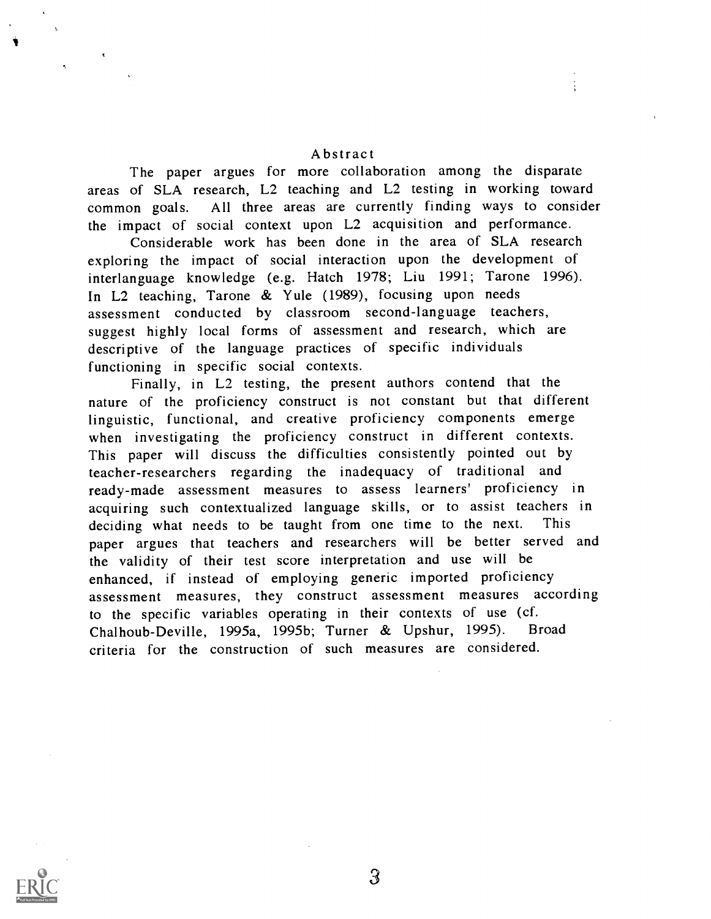## Abstract

The paper argues for more collaboration among the disparate areas of SLA research, L2 teaching and L2 testing in working toward common goals. All three areas are currently finding ways to consider the impact of social context upon L2 acquisition and performance.

Considerable work has been done in the area of SLA research exploring the impact of social interaction upon the development of interlanguage knowledge (e.g. Hatch 1978; Liu 1991; Tarone 1996). In L2 teaching, Tarone & Yule (1989), focusing upon needs assessment conducted by classroom second-language teachers, suggest highly local forms of assessment and research, which are descriptive of the language practices of specific individuals functioning in specific social contexts.

Finally, in L2 testing, the present authors contend that the nature of the proficiency construct is not constant but that different linguistic, functional, and creative proficiency components emerge when investigating the proficiency construct in different contexts. This paper will discuss the difficulties consistently pointed out by teacher-researchers regarding the inadequacy of traditional and ready-made assessment measures to assess learners' proficiency in acquiring such contextualized language skills, or to assist teachers in deciding what needs to be taught from one time to the next. This paper argues that teachers and researchers will be better served and the validity of their test score interpretation and use will be enhanced, if instead of employing generic imported proficiency assessment measures, they construct assessment measures according to the specific variables operating in their contexts of use (cf. Chalhoub-Deville, 1995a, 1995b; Turner & Upshur, 1995). Broad criteria for the construction of such measures are considered.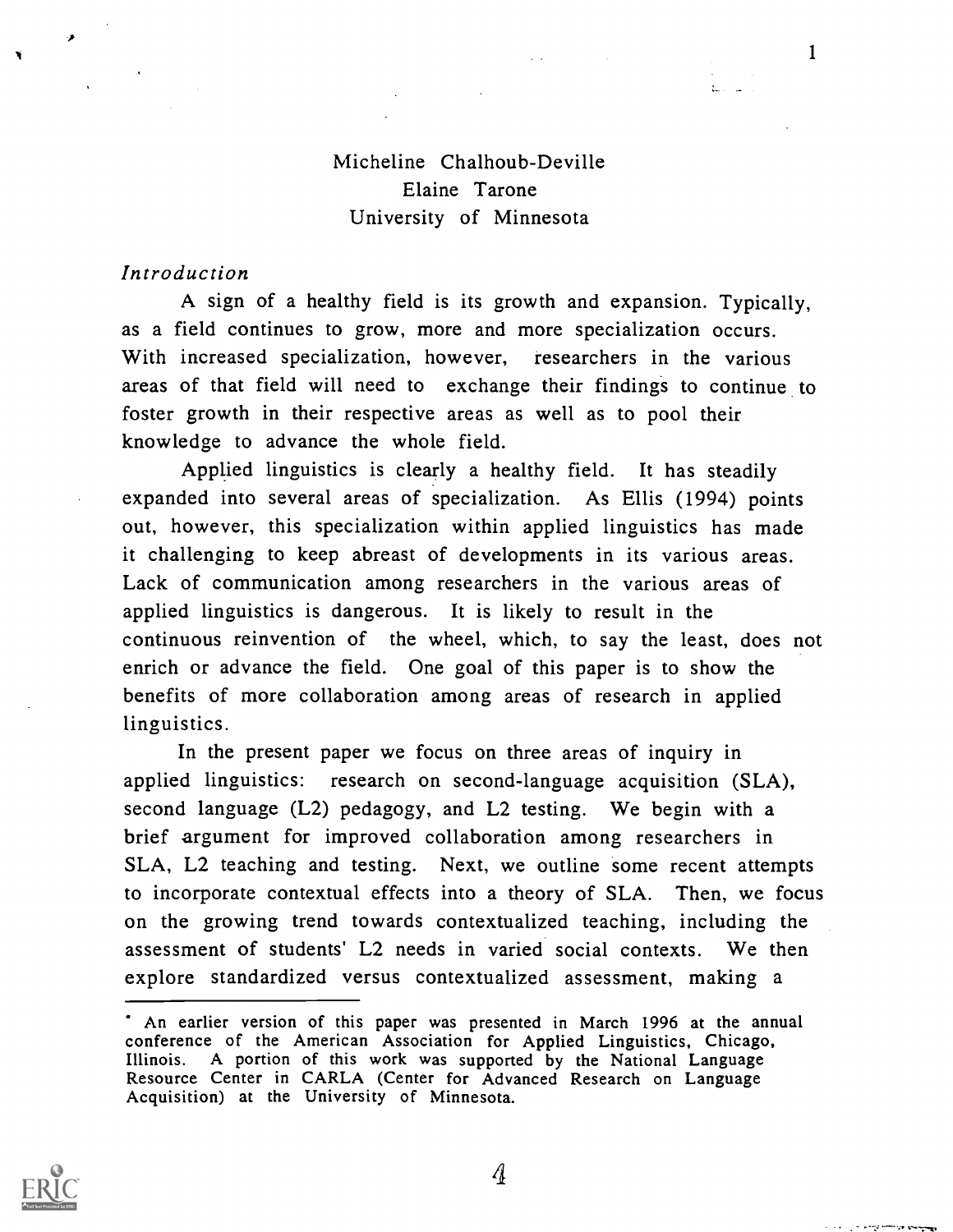Micheline Chalhoub-Deville
Elaine Tarone
University of Minnesota

*Introduction*

A sign of a healthy field is its growth and expansion. Typically, as a field continues to grow, more and more specialization occurs. With increased specialization, however, researchers in the various areas of that field will need to exchange their findings to continue to foster growth in their respective areas as well as to pool their knowledge to advance the whole field.

Applied linguistics is clearly a healthy field. It has steadily expanded into several areas of specialization. As Ellis (1994) points out, however, this specialization within applied linguistics has made it challenging to keep abreast of developments in its various areas. Lack of communication among researchers in the various areas of applied linguistics is dangerous. It is likely to result in the continuous reinvention of the wheel, which, to say the least, does not enrich or advance the field. One goal of this paper is to show the benefits of more collaboration among areas of research in applied linguistics.

In the present paper we focus on three areas of inquiry in applied linguistics: research on second-language acquisition (SLA), second language (L2) pedagogy, and L2 testing. We begin with a brief argument for improved collaboration among researchers in SLA, L2 teaching and testing. Next, we outline some recent attempts to incorporate contextual effects into a theory of SLA. Then, we focus on the growing trend towards contextualized teaching, including the assessment of students' L2 needs in varied social contexts. We then explore standardized versus contextualized assessment, making a

* An earlier version of this paper was presented in March 1996 at the annual conference of the American Association for Applied Linguistics, Chicago, Illinois. A portion of this work was supported by the National Language Resource Center in CARLA (Center for Advanced Research on Language Acquisition) at the University of Minnesota.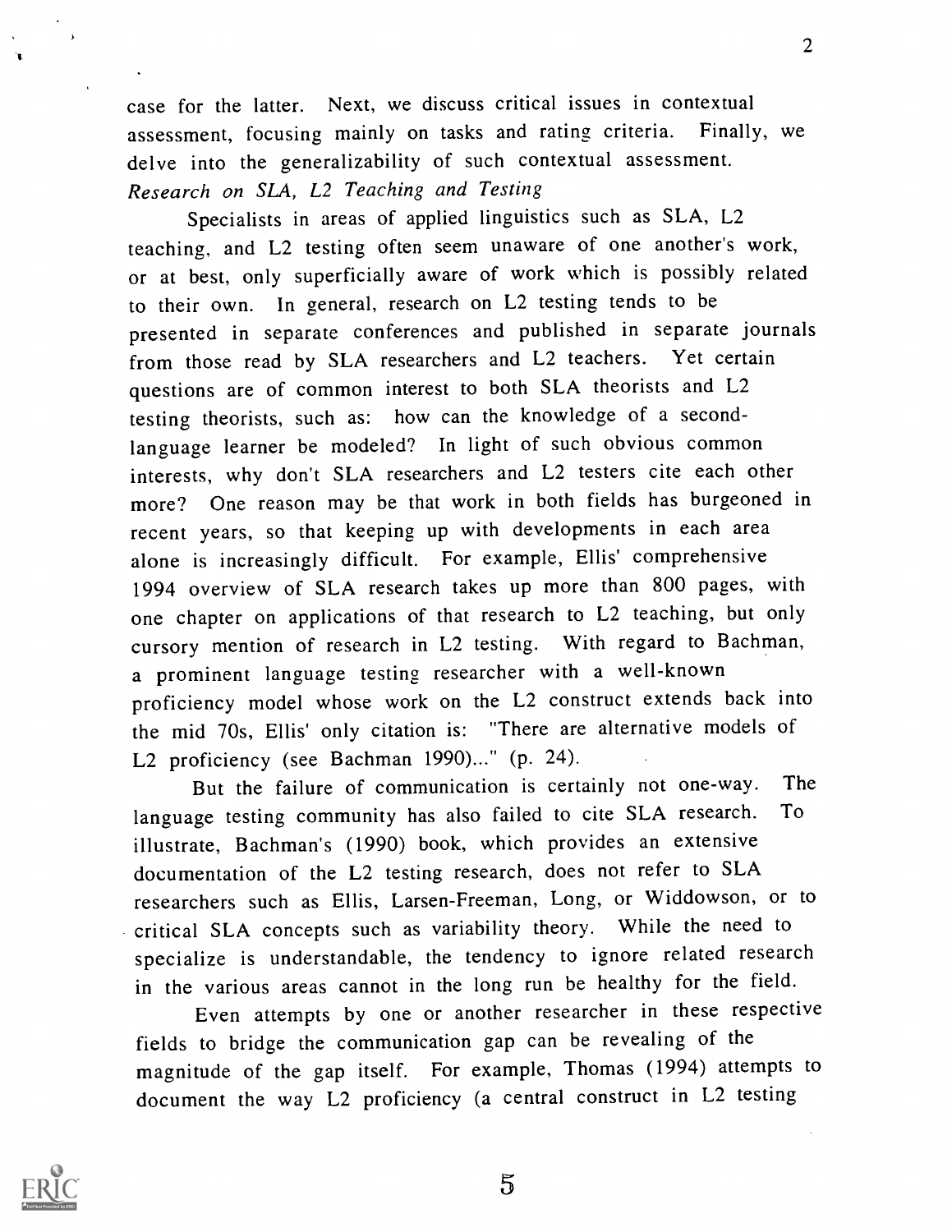case for the latter. Next, we discuss critical issues in contextual assessment, focusing mainly on tasks and rating criteria. Finally, we delve into the generalizability of such contextual assessment.

*Research on SLA, L2 Teaching and Testing*

Specialists in areas of applied linguistics such as SLA, L2 teaching, and L2 testing often seem unaware of one another's work, or at best, only superficially aware of work which is possibly related to their own. In general, research on L2 testing tends to be presented in separate conferences and published in separate journals from those read by SLA researchers and L2 teachers. Yet certain questions are of common interest to both SLA theorists and L2 testing theorists, such as: how can the knowledge of a second-language learner be modeled? In light of such obvious common interests, why don't SLA researchers and L2 testers cite each other more? One reason may be that work in both fields has burgeoned in recent years, so that keeping up with developments in each area alone is increasingly difficult. For example, Ellis' comprehensive 1994 overview of SLA research takes up more than 800 pages, with one chapter on applications of that research to L2 teaching, but only cursory mention of research in L2 testing. With regard to Bachman, a prominent language testing researcher with a well-known proficiency model whose work on the L2 construct extends back into the mid 70s, Ellis' only citation is: "There are alternative models of L2 proficiency (see Bachman 1990)..." (p. 24).

But the failure of communication is certainly not one-way. The language testing community has also failed to cite SLA research. To illustrate, Bachman's (1990) book, which provides an extensive documentation of the L2 testing research, does not refer to SLA researchers such as Ellis, Larsen-Freeman, Long, or Widdowson, or to critical SLA concepts such as variability theory. While the need to specialize is understandable, the tendency to ignore related research in the various areas cannot in the long run be healthy for the field.

Even attempts by one or another researcher in these respective fields to bridge the communication gap can be revealing of the magnitude of the gap itself. For example, Thomas (1994) attempts to document the way L2 proficiency (a central construct in L2 testing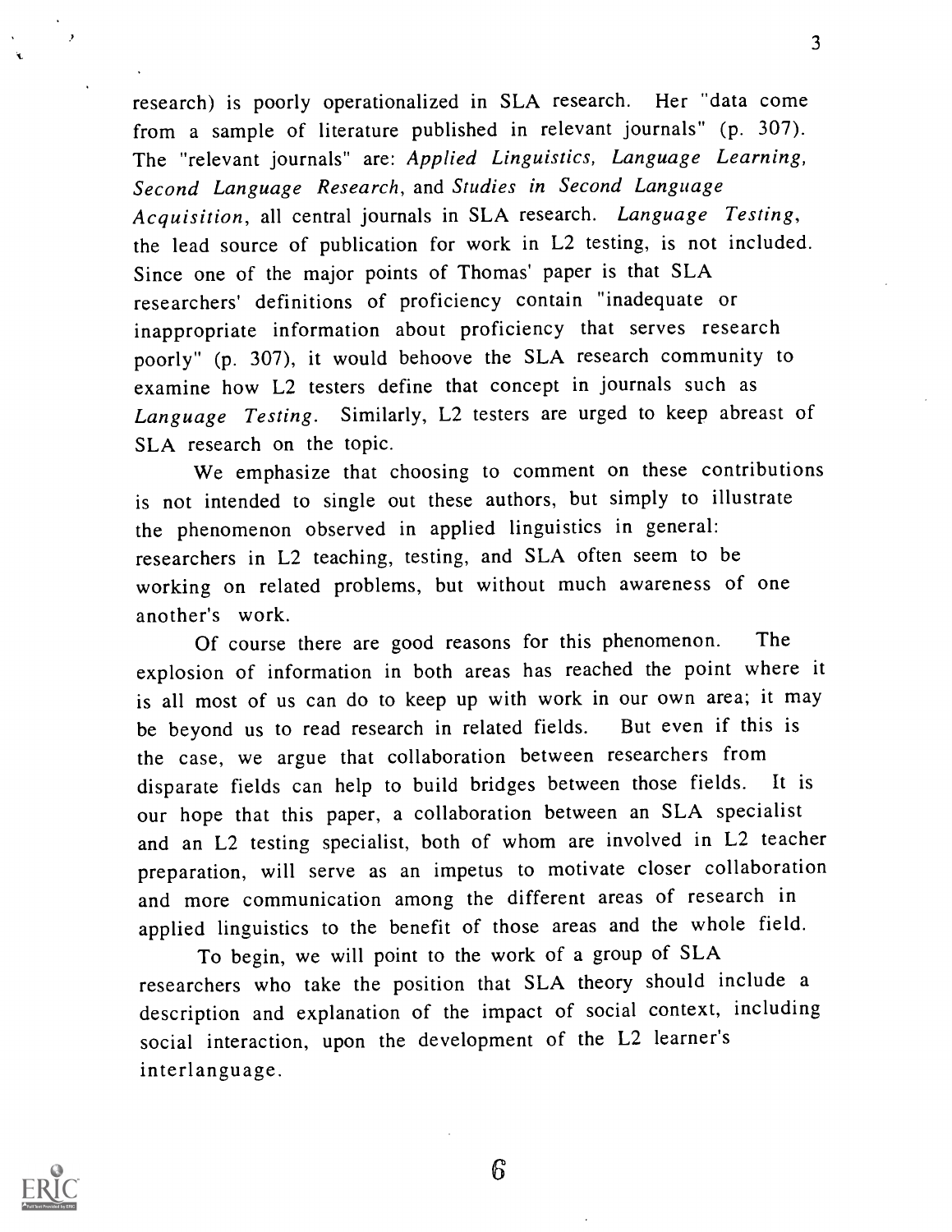research) is poorly operationalized in SLA research. Her "data come from a sample of literature published in relevant journals" (p. 307). The "relevant journals" are: *Applied Linguistics*, *Language Learning*, *Second Language Research*, and *Studies in Second Language Acquisition*, all central journals in SLA research. *Language Testing*, the lead source of publication for work in L2 testing, is not included. Since one of the major points of Thomas' paper is that SLA researchers' definitions of proficiency contain "inadequate or inappropriate information about proficiency that serves research poorly" (p. 307), it would behoove the SLA research community to examine how L2 testers define that concept in journals such as *Language Testing*. Similarly, L2 testers are urged to keep abreast of SLA research on the topic.

We emphasize that choosing to comment on these contributions is not intended to single out these authors, but simply to illustrate the phenomenon observed in applied linguistics in general: researchers in L2 teaching, testing, and SLA often seem to be working on related problems, but without much awareness of one another's work.

Of course there are good reasons for this phenomenon. The explosion of information in both areas has reached the point where it is all most of us can do to keep up with work in our own area; it may be beyond us to read research in related fields. But even if this is the case, we argue that collaboration between researchers from disparate fields can help to build bridges between those fields. It is our hope that this paper, a collaboration between an SLA specialist and an L2 testing specialist, both of whom are involved in L2 teacher preparation, will serve as an impetus to motivate closer collaboration and more communication among the different areas of research in applied linguistics to the benefit of those areas and the whole field.

To begin, we will point to the work of a group of SLA researchers who take the position that SLA theory should include a description and explanation of the impact of social context, including social interaction, upon the development of the L2 learner's interlanguage.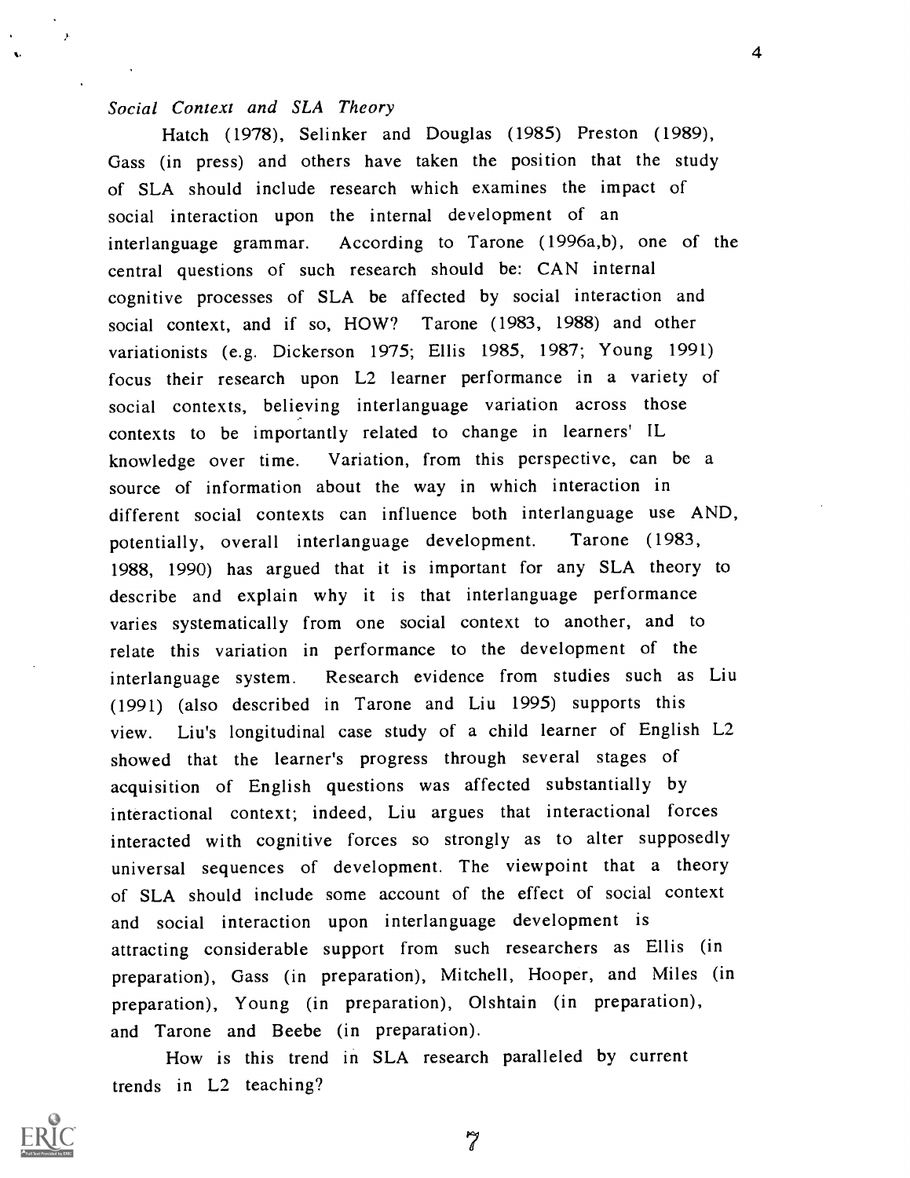*Social Context and SLA Theory*

Hatch (1978), Selinker and Douglas (1985) Preston (1989), Gass (in press) and others have taken the position that the study of SLA should include research which examines the impact of social interaction upon the internal development of an interlanguage grammar. According to Tarone (1996a,b), one of the central questions of such research should be: CAN internal cognitive processes of SLA be affected by social interaction and social context, and if so, HOW? Tarone (1983, 1988) and other variationists (e.g. Dickerson 1975; Ellis 1985, 1987; Young 1991) focus their research upon L2 learner performance in a variety of social contexts, believing interlanguage variation across those contexts to be importantly related to change in learners' IL knowledge over time. Variation, from this perspective, can be a source of information about the way in which interaction in different social contexts can influence both interlanguage use AND, potentially, overall interlanguage development. Tarone (1983, 1988, 1990) has argued that it is important for any SLA theory to describe and explain why it is that interlanguage performance varies systematically from one social context to another, and to relate this variation in performance to the development of the interlanguage system. Research evidence from studies such as Liu (1991) (also described in Tarone and Liu 1995) supports this view. Liu's longitudinal case study of a child learner of English L2 showed that the learner's progress through several stages of acquisition of English questions was affected substantially by interactional context; indeed, Liu argues that interactional forces interacted with cognitive forces so strongly as to alter supposedly universal sequences of development. The viewpoint that a theory of SLA should include some account of the effect of social context and social interaction upon interlanguage development is attracting considerable support from such researchers as Ellis (in preparation), Gass (in preparation), Mitchell, Hooper, and Miles (in preparation), Young (in preparation), Olshtain (in preparation), and Tarone and Beebe (in preparation).

How is this trend in SLA research paralleled by current trends in L2 teaching?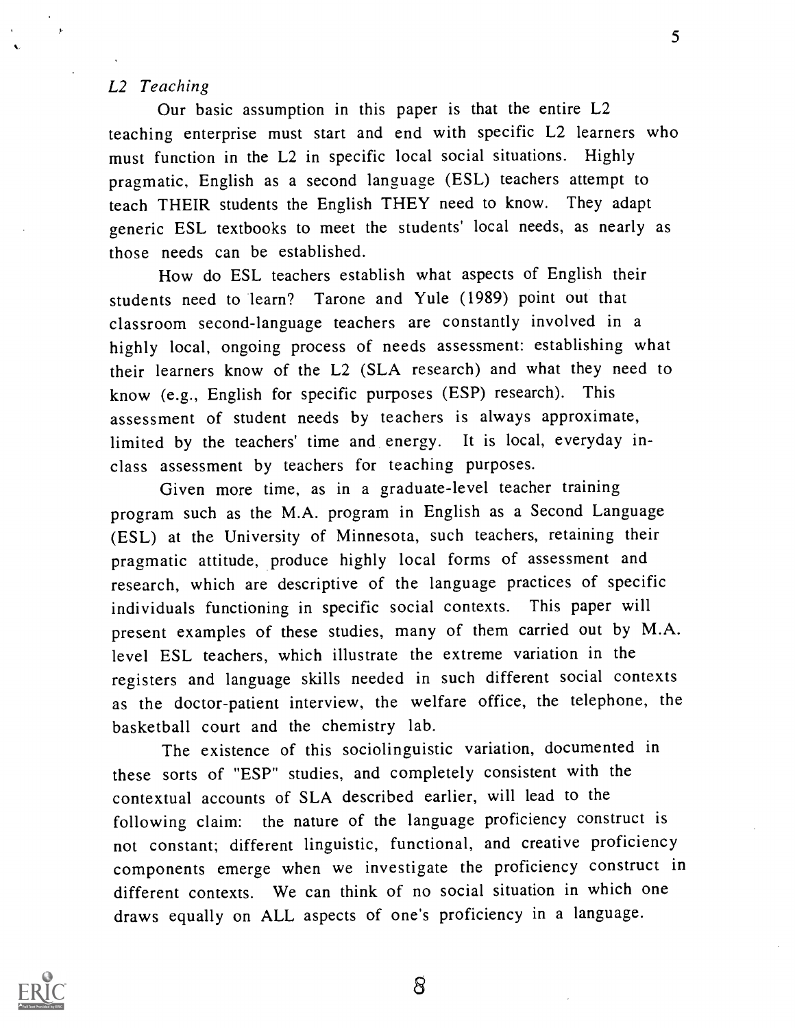*L2 Teaching*

Our basic assumption in this paper is that the entire L2 teaching enterprise must start and end with specific L2 learners who must function in the L2 in specific local social situations. Highly pragmatic, English as a second language (ESL) teachers attempt to teach THEIR students the English THEY need to know. They adapt generic ESL textbooks to meet the students' local needs, as nearly as those needs can be established.

How do ESL teachers establish what aspects of English their students need to learn? Tarone and Yule (1989) point out that classroom second-language teachers are constantly involved in a highly local, ongoing process of needs assessment: establishing what their learners know of the L2 (SLA research) and what they need to know (e.g., English for specific purposes (ESP) research). This assessment of student needs by teachers is always approximate, limited by the teachers' time and energy. It is local, everyday in-class assessment by teachers for teaching purposes.

Given more time, as in a graduate-level teacher training program such as the M.A. program in English as a Second Language (ESL) at the University of Minnesota, such teachers, retaining their pragmatic attitude, produce highly local forms of assessment and research, which are descriptive of the language practices of specific individuals functioning in specific social contexts. This paper will present examples of these studies, many of them carried out by M.A. level ESL teachers, which illustrate the extreme variation in the registers and language skills needed in such different social contexts as the doctor-patient interview, the welfare office, the telephone, the basketball court and the chemistry lab.

The existence of this sociolinguistic variation, documented in these sorts of "ESP" studies, and completely consistent with the contextual accounts of SLA described earlier, will lead to the following claim: the nature of the language proficiency construct is not constant; different linguistic, functional, and creative proficiency components emerge when we investigate the proficiency construct in different contexts. We can think of no social situation in which one draws equally on ALL aspects of one's proficiency in a language.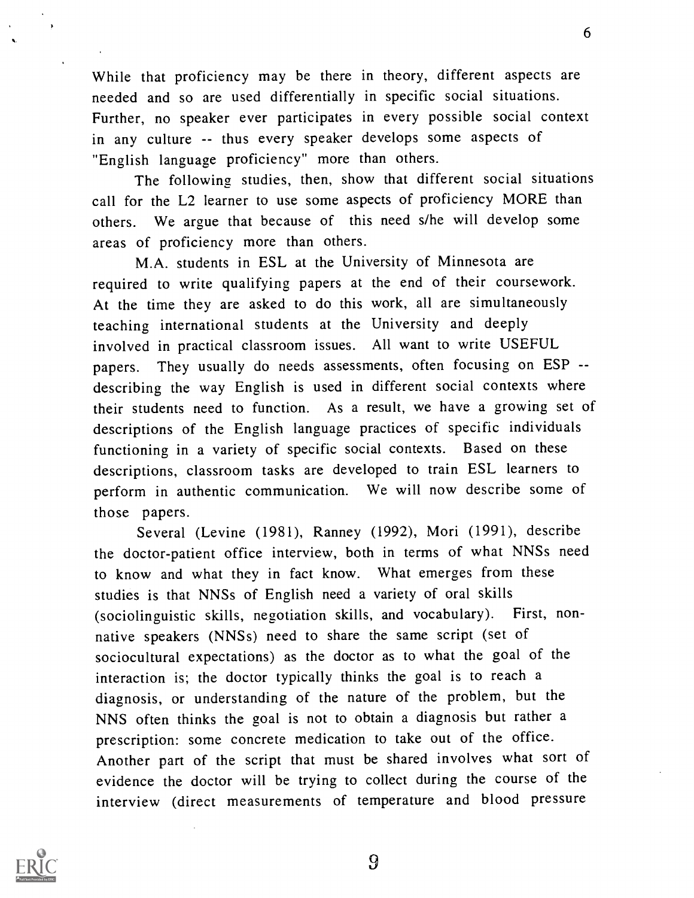While that proficiency may be there in theory, different aspects are needed and so are used differentially in specific social situations. Further, no speaker ever participates in every possible social context in any culture -- thus every speaker develops some aspects of "English language proficiency" more than others.

The following studies, then, show that different social situations call for the L2 learner to use some aspects of proficiency MORE than others. We argue that because of this need s/he will develop some areas of proficiency more than others.

M.A. students in ESL at the University of Minnesota are required to write qualifying papers at the end of their coursework. At the time they are asked to do this work, all are simultaneously teaching international students at the University and deeply involved in practical classroom issues. All want to write USEFUL papers. They usually do needs assessments, often focusing on ESP -- describing the way English is used in different social contexts where their students need to function. As a result, we have a growing set of descriptions of the English language practices of specific individuals functioning in a variety of specific social contexts. Based on these descriptions, classroom tasks are developed to train ESL learners to perform in authentic communication. We will now describe some of those papers.

Several (Levine (1981), Ranney (1992), Mori (1991), describe the doctor-patient office interview, both in terms of what NNSs need to know and what they in fact know. What emerges from these studies is that NNSs of English need a variety of oral skills (sociolinguistic skills, negotiation skills, and vocabulary). First, non-native speakers (NNSs) need to share the same script (set of sociocultural expectations) as the doctor as to what the goal of the interaction is; the doctor typically thinks the goal is to reach a diagnosis, or understanding of the nature of the problem, but the NNS often thinks the goal is not to obtain a diagnosis but rather a prescription: some concrete medication to take out of the office. Another part of the script that must be shared involves what sort of evidence the doctor will be trying to collect during the course of the interview (direct measurements of temperature and blood pressure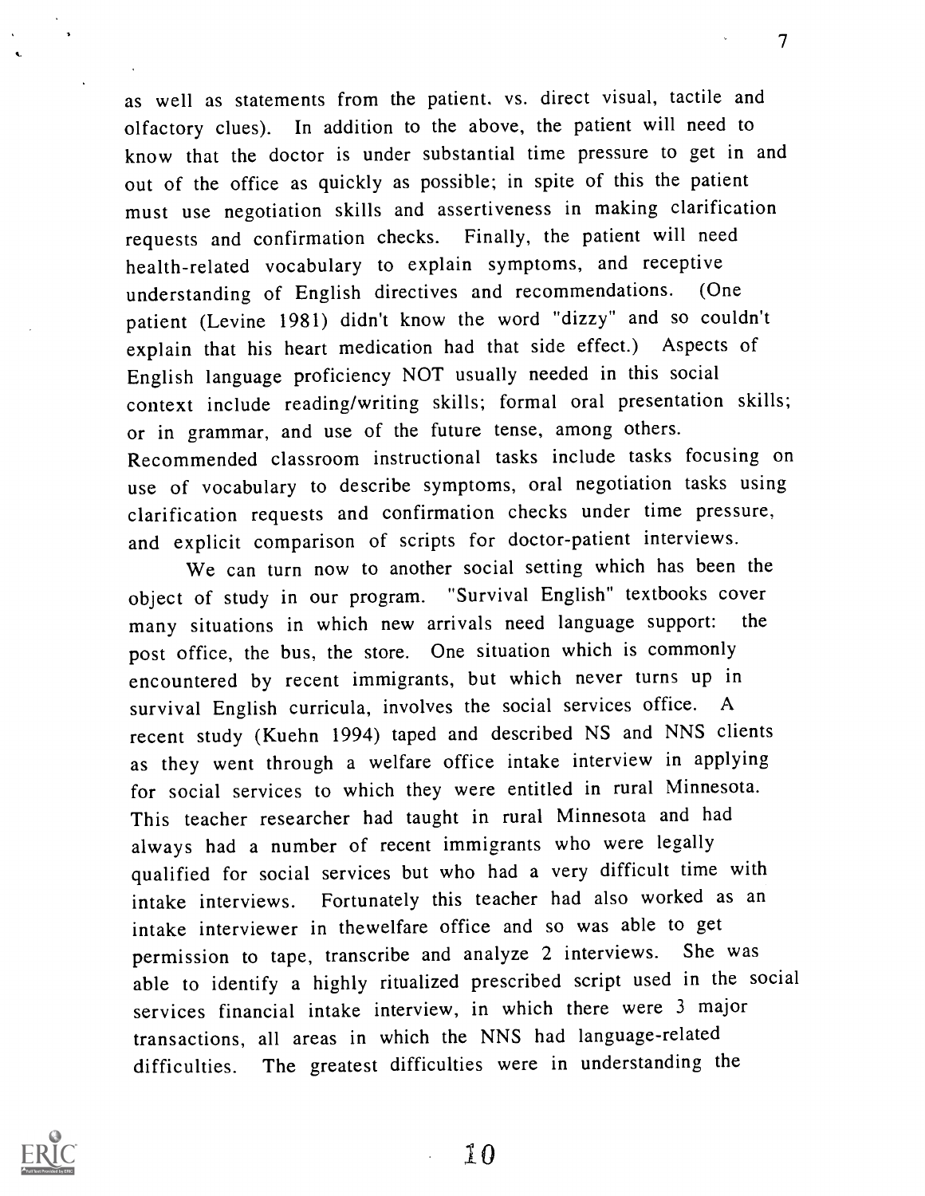as well as statements from the patient. vs. direct visual, tactile and olfactory clues). In addition to the above, the patient will need to know that the doctor is under substantial time pressure to get in and out of the office as quickly as possible; in spite of this the patient must use negotiation skills and assertiveness in making clarification requests and confirmation checks. Finally, the patient will need health-related vocabulary to explain symptoms, and receptive understanding of English directives and recommendations. (One patient (Levine 1981) didn't know the word "dizzy" and so couldn't explain that his heart medication had that side effect.) Aspects of English language proficiency NOT usually needed in this social context include reading/writing skills; formal oral presentation skills; or in grammar, and use of the future tense, among others. Recommended classroom instructional tasks include tasks focusing on use of vocabulary to describe symptoms, oral negotiation tasks using clarification requests and confirmation checks under time pressure, and explicit comparison of scripts for doctor-patient interviews.

We can turn now to another social setting which has been the object of study in our program. "Survival English" textbooks cover many situations in which new arrivals need language support: the post office, the bus, the store. One situation which is commonly encountered by recent immigrants, but which never turns up in survival English curricula, involves the social services office. A recent study (Kuehn 1994) taped and described NS and NNS clients as they went through a welfare office intake interview in applying for social services to which they were entitled in rural Minnesota. This teacher researcher had taught in rural Minnesota and had always had a number of recent immigrants who were legally qualified for social services but who had a very difficult time with intake interviews. Fortunately this teacher had also worked as an intake interviewer in thewelfare office and so was able to get permission to tape, transcribe and analyze 2 interviews. She was able to identify a highly ritualized prescribed script used in the social services financial intake interview, in which there were 3 major transactions, all areas in which the NNS had language-related difficulties. The greatest difficulties were in understanding the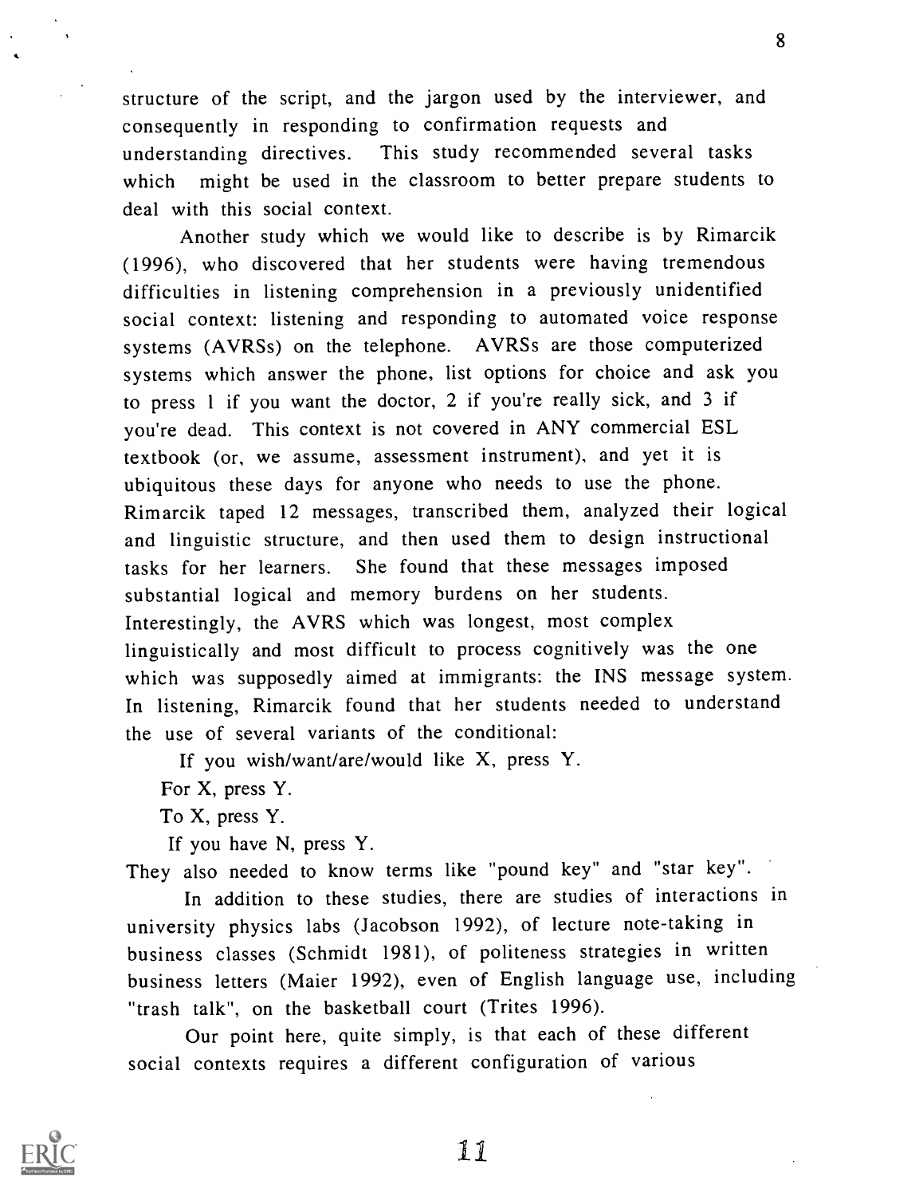structure of the script, and the jargon used by the interviewer, and consequently in responding to confirmation requests and understanding directives. This study recommended several tasks which might be used in the classroom to better prepare students to deal with this social context.

Another study which we would like to describe is by Rimarcik (1996), who discovered that her students were having tremendous difficulties in listening comprehension in a previously unidentified social context: listening and responding to automated voice response systems (AVRSs) on the telephone. AVRSs are those computerized systems which answer the phone, list options for choice and ask you to press 1 if you want the doctor, 2 if you're really sick, and 3 if you're dead. This context is not covered in ANY commercial ESL textbook (or, we assume, assessment instrument), and yet it is ubiquitous these days for anyone who needs to use the phone. Rimarcik taped 12 messages, transcribed them, analyzed their logical and linguistic structure, and then used them to design instructional tasks for her learners. She found that these messages imposed substantial logical and memory burdens on her students. Interestingly, the AVRS which was longest, most complex linguistically and most difficult to process cognitively was the one which was supposedly aimed at immigrants: the INS message system. In listening, Rimarcik found that her students needed to understand the use of several variants of the conditional:

If you wish/want/are/would like X, press Y.

For X, press Y.

To X, press Y.

If you have N, press Y.

They also needed to know terms like "pound key" and "star key".

In addition to these studies, there are studies of interactions in university physics labs (Jacobson 1992), of lecture note-taking in business classes (Schmidt 1981), of politeness strategies in written business letters (Maier 1992), even of English language use, including "trash talk", on the basketball court (Trites 1996).

Our point here, quite simply, is that each of these different social contexts requires a different configuration of various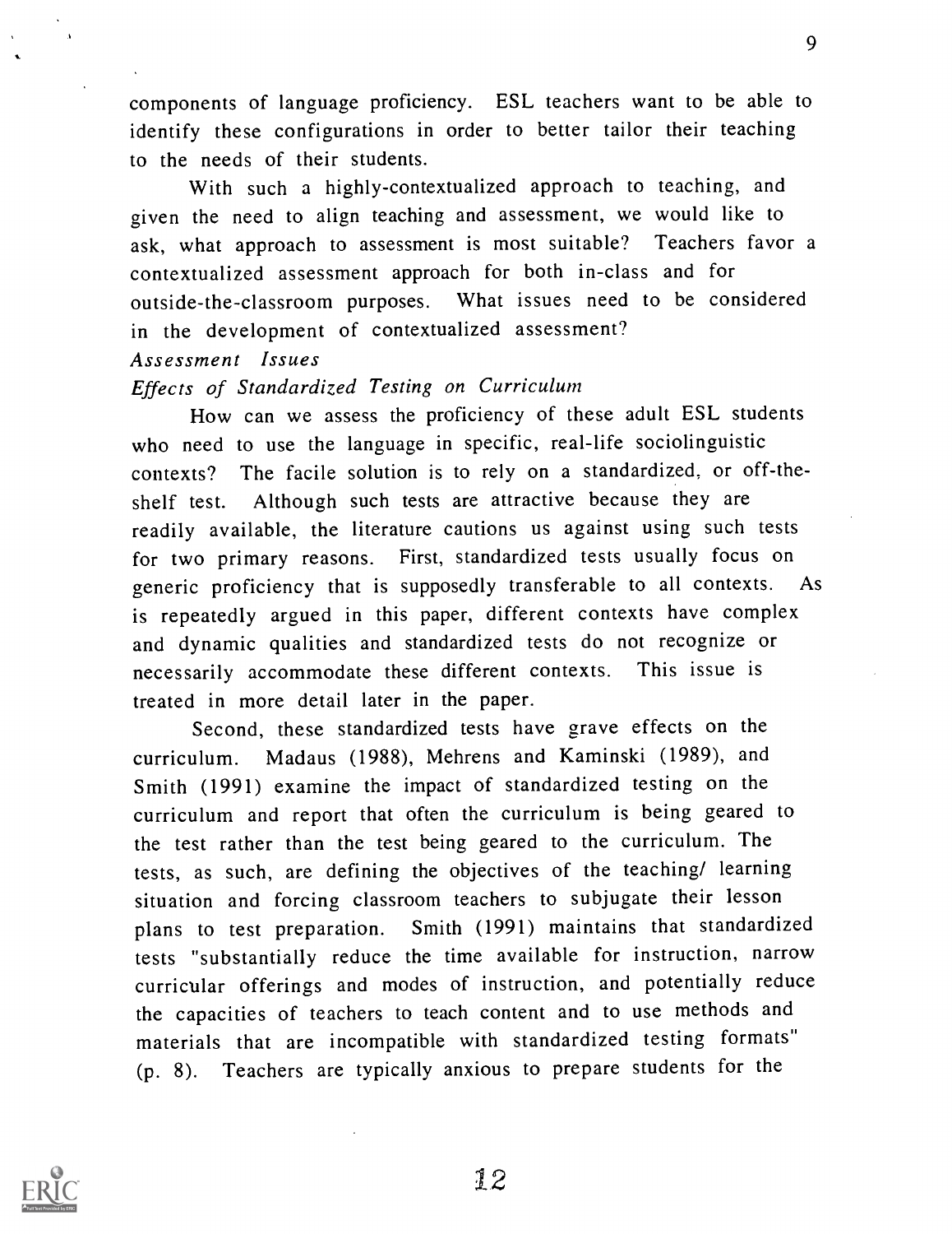components of language proficiency. ESL teachers want to be able to identify these configurations in order to better tailor their teaching to the needs of their students.

With such a highly-contextualized approach to teaching, and given the need to align teaching and assessment, we would like to ask, what approach to assessment is most suitable? Teachers favor a contextualized assessment approach for both in-class and for outside-the-classroom purposes. What issues need to be considered in the development of contextualized assessment?

### *Assessment Issues*

#### *Effects of Standardized Testing on Curriculum*

How can we assess the proficiency of these adult ESL students who need to use the language in specific, real-life sociolinguistic contexts? The facile solution is to rely on a standardized, or off-the-shelf test. Although such tests are attractive because they are readily available, the literature cautions us against using such tests for two primary reasons. First, standardized tests usually focus on generic proficiency that is supposedly transferable to all contexts. As is repeatedly argued in this paper, different contexts have complex and dynamic qualities and standardized tests do not recognize or necessarily accommodate these different contexts. This issue is treated in more detail later in the paper.

Second, these standardized tests have grave effects on the curriculum. Madaus (1988), Mehrens and Kaminski (1989), and Smith (1991) examine the impact of standardized testing on the curriculum and report that often the curriculum is being geared to the test rather than the test being geared to the curriculum. The tests, as such, are defining the objectives of the teaching/ learning situation and forcing classroom teachers to subjugate their lesson plans to test preparation. Smith (1991) maintains that standardized tests "substantially reduce the time available for instruction, narrow curricular offerings and modes of instruction, and potentially reduce the capacities of teachers to teach content and to use methods and materials that are incompatible with standardized testing formats" (p. 8). Teachers are typically anxious to prepare students for the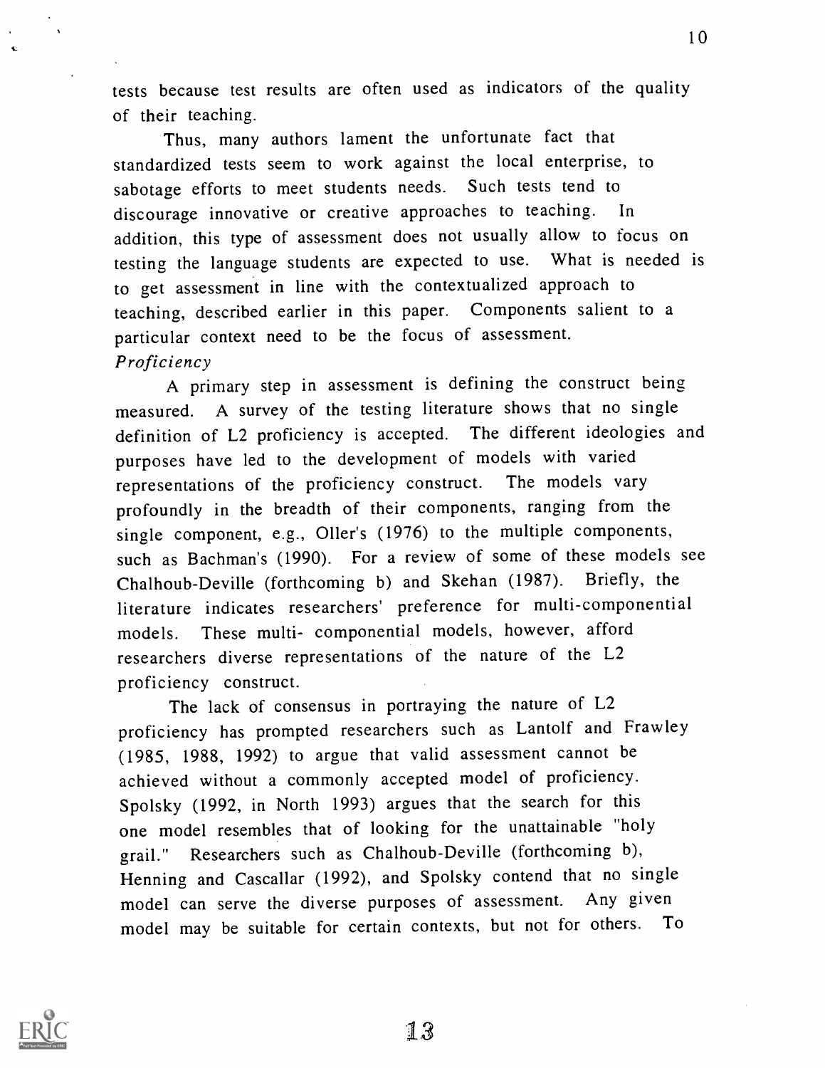tests because test results are often used as indicators of the quality of their teaching.

Thus, many authors lament the unfortunate fact that standardized tests seem to work against the local enterprise, to sabotage efforts to meet students needs. Such tests tend to discourage innovative or creative approaches to teaching. In addition, this type of assessment does not usually allow to focus on testing the language students are expected to use. What is needed is to get assessment in line with the contextualized approach to teaching, described earlier in this paper. Components salient to a particular context need to be the focus of assessment.

*Proficiency*

A primary step in assessment is defining the construct being measured. A survey of the testing literature shows that no single definition of L2 proficiency is accepted. The different ideologies and purposes have led to the development of models with varied representations of the proficiency construct. The models vary profoundly in the breadth of their components, ranging from the single component, e.g., Oller's (1976) to the multiple components, such as Bachman's (1990). For a review of some of these models see Chalhoub-Deville (forthcoming b) and Skehan (1987). Briefly, the literature indicates researchers' preference for multi-componential models. These multi- componential models, however, afford researchers diverse representations of the nature of the L2 proficiency construct.

The lack of consensus in portraying the nature of L2 proficiency has prompted researchers such as Lantolf and Frawley (1985, 1988, 1992) to argue that valid assessment cannot be achieved without a commonly accepted model of proficiency. Spolsky (1992, in North 1993) argues that the search for this one model resembles that of looking for the unattainable "holy grail." Researchers such as Chalhoub-Deville (forthcoming b), Henning and Cascallar (1992), and Spolsky contend that no single model can serve the diverse purposes of assessment. Any given model may be suitable for certain contexts, but not for others. To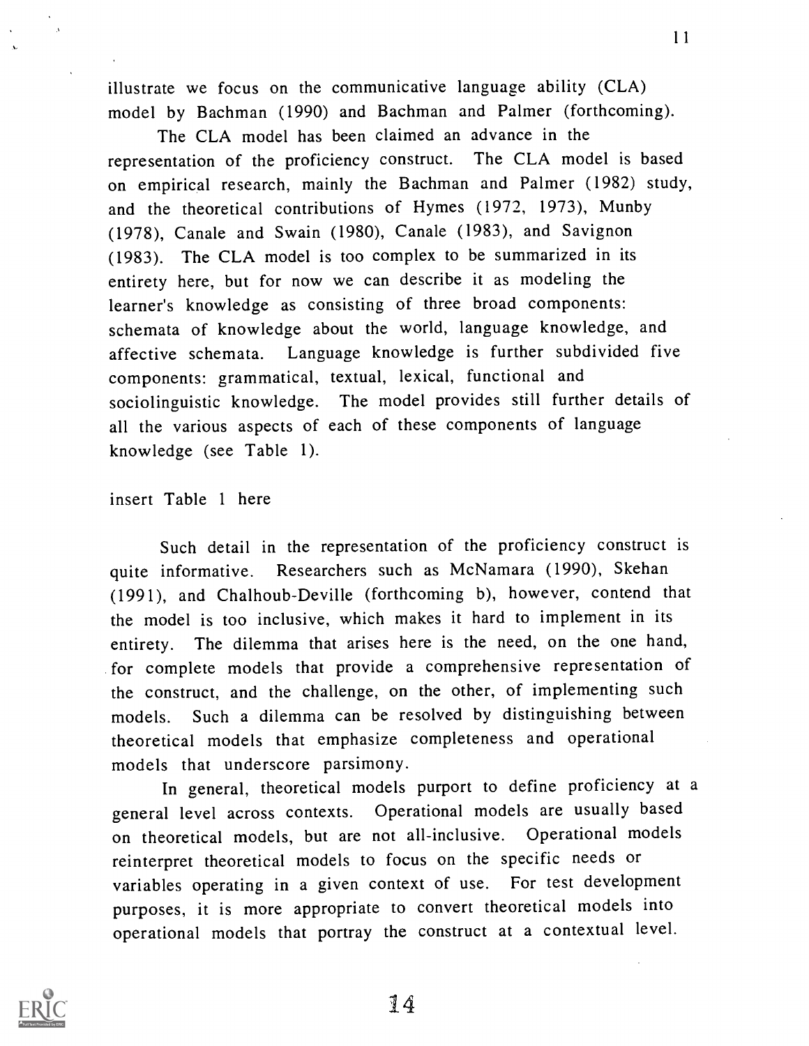illustrate we focus on the communicative language ability (CLA) model by Bachman (1990) and Bachman and Palmer (forthcoming).

The CLA model has been claimed an advance in the representation of the proficiency construct. The CLA model is based on empirical research, mainly the Bachman and Palmer (1982) study, and the theoretical contributions of Hymes (1972, 1973), Munby (1978), Canale and Swain (1980), Canale (1983), and Savignon (1983). The CLA model is too complex to be summarized in its entirety here, but for now we can describe it as modeling the learner's knowledge as consisting of three broad components: schemata of knowledge about the world, language knowledge, and affective schemata. Language knowledge is further subdivided five components: grammatical, textual, lexical, functional and sociolinguistic knowledge. The model provides still further details of all the various aspects of each of these components of language knowledge (see Table 1).

insert Table 1 here

Such detail in the representation of the proficiency construct is quite informative. Researchers such as McNamara (1990), Skehan (1991), and Chalhoub-Deville (forthcoming b), however, contend that the model is too inclusive, which makes it hard to implement in its entirety. The dilemma that arises here is the need, on the one hand, for complete models that provide a comprehensive representation of the construct, and the challenge, on the other, of implementing such models. Such a dilemma can be resolved by distinguishing between theoretical models that emphasize completeness and operational models that underscore parsimony.

In general, theoretical models purport to define proficiency at a general level across contexts. Operational models are usually based on theoretical models, but are not all-inclusive. Operational models reinterpret theoretical models to focus on the specific needs or variables operating in a given context of use. For test development purposes, it is more appropriate to convert theoretical models into operational models that portray the construct at a contextual level.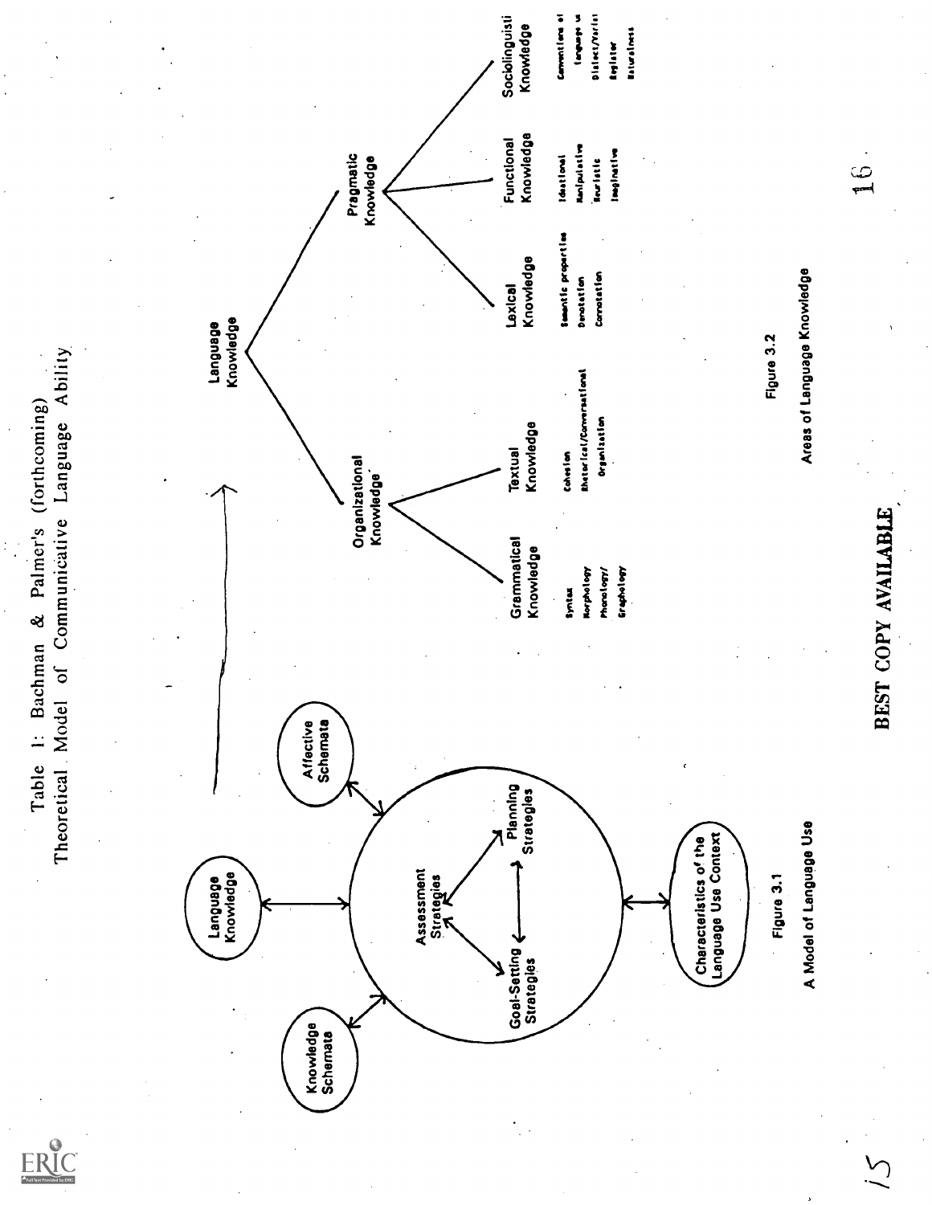Table 1: Bachman & Palmer's (forthcoming) Theoretical Model of Communicative Language Ability

Knowledge Schemata

Language Knowledge

Affective Schemata

Assessment Strategies

Goal-Setting Strategies

Planning Strategies

Characteristics of the Language Use Context

Figure 3.1

A Model of Language Use

Language Knowledge

- Organizational Knowledge
  - Grammatical Knowledge
    - Syntax
    - Morphology
    - Phonology/Graphology
  - Textual Knowledge
    - Cohesion
    - Rhetorical/Conversational Organization
- Pragmatic Knowledge
  - Lexical Knowledge
    - Semantic properties
    - Denotation
    - Connotation
  - Functional Knowledge
    - Ideational
    - Manipulative
    - Heuristic
    - Imaginative
  - Sociolinguistic Knowledge
    - Conventions of language use
    - Dialect/Variety
    - Register
    - Naturalness

Figure 3.2

Areas of Language Knowledge

BEST COPY AVAILABLE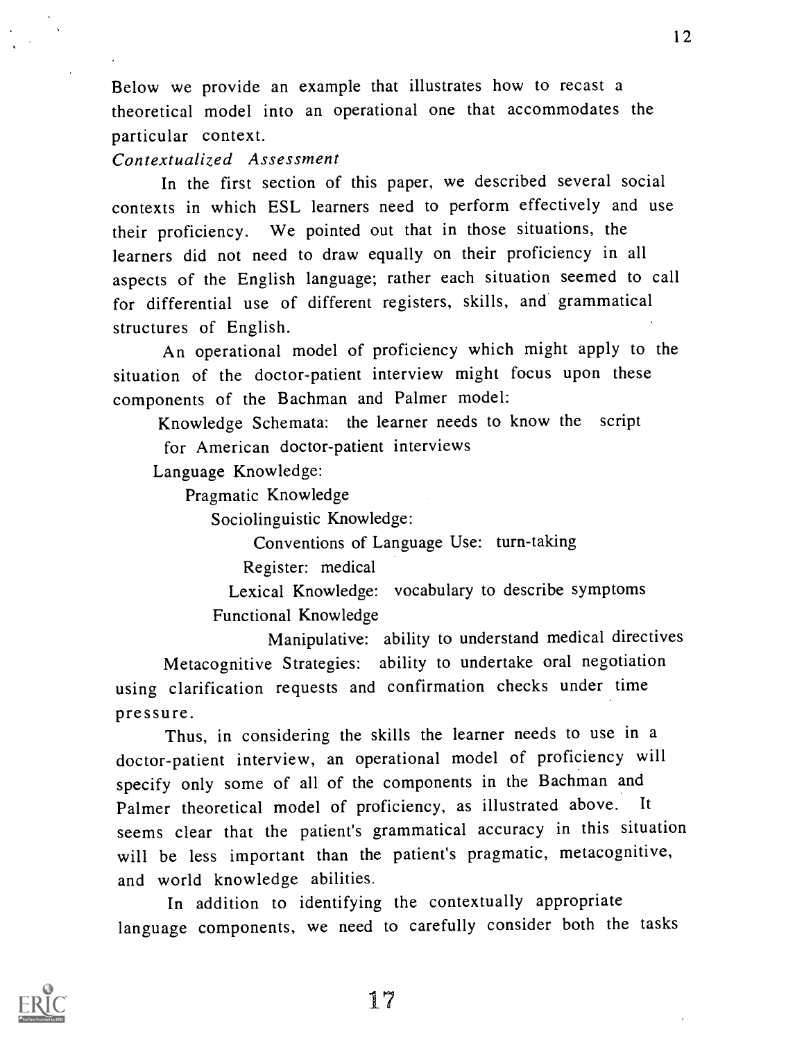Below we provide an example that illustrates how to recast a theoretical model into an operational one that accommodates the particular context.

*Contextualized Assessment*

In the first section of this paper, we described several social contexts in which ESL learners need to perform effectively and use their proficiency. We pointed out that in those situations, the learners did not need to draw equally on their proficiency in all aspects of the English language; rather each situation seemed to call for differential use of different registers, skills, and grammatical structures of English.

An operational model of proficiency which might apply to the situation of the doctor-patient interview might focus upon these components of the Bachman and Palmer model:

- Knowledge Schemata: the learner needs to know the script for American doctor-patient interviews
- Language Knowledge:
  - Pragmatic Knowledge
    - Sociolinguistic Knowledge:
      - Conventions of Language Use: turn-taking
      - Register: medical
      - Lexical Knowledge: vocabulary to describe symptoms
    - Functional Knowledge
      - Manipulative: ability to understand medical directives
- Metacognitive Strategies: ability to undertake oral negotiation using clarification requests and confirmation checks under time pressure.

Thus, in considering the skills the learner needs to use in a doctor-patient interview, an operational model of proficiency will specify only some of all of the components in the Bachman and Palmer theoretical model of proficiency, as illustrated above. It seems clear that the patient's grammatical accuracy in this situation will be less important than the patient's pragmatic, metacognitive, and world knowledge abilities.

In addition to identifying the contextually appropriate language components, we need to carefully consider both the tasks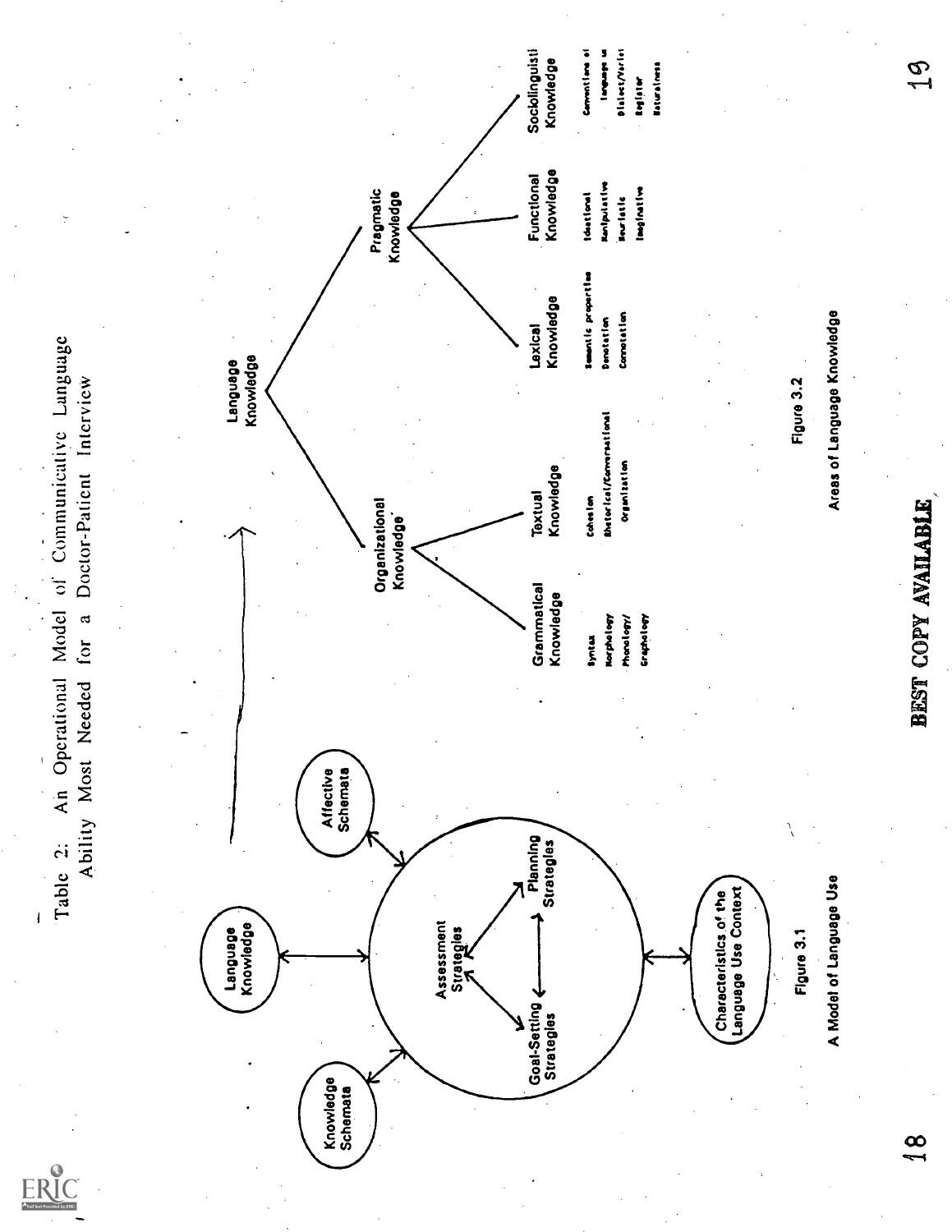Table 2: An Operational Model of Communicative Language Ability Most Needed for a Doctor-Patient Interview

Knowledge Schemata

Language Knowledge

Affective Schemata

Assessment Strategies

Goal-Setting Strategies

Planning Strategies

Characteristics of the Language Use Context

Figure 3.1

A Model of Language Use

Language Knowledge

Organizational Knowledge

Pragmatic Knowledge

Grammatical Knowledge

- Syntax
- Morphology
- Phonology/Graphology

Textual Knowledge

- Cohesion
- Rhetorical/Conversational Organization

Lexical Knowledge

- Semantic properties
- Denotation
- Connotation

Functional Knowledge

- Ideational
- Manipulative
- Heuristic
- Imaginative

Sociolinguistic Knowledge

- Conventions of language use
- Dialect/Variety
- Register
- Naturalness

Figure 3.2

Areas of Language Knowledge

BEST COPY AVAILABLE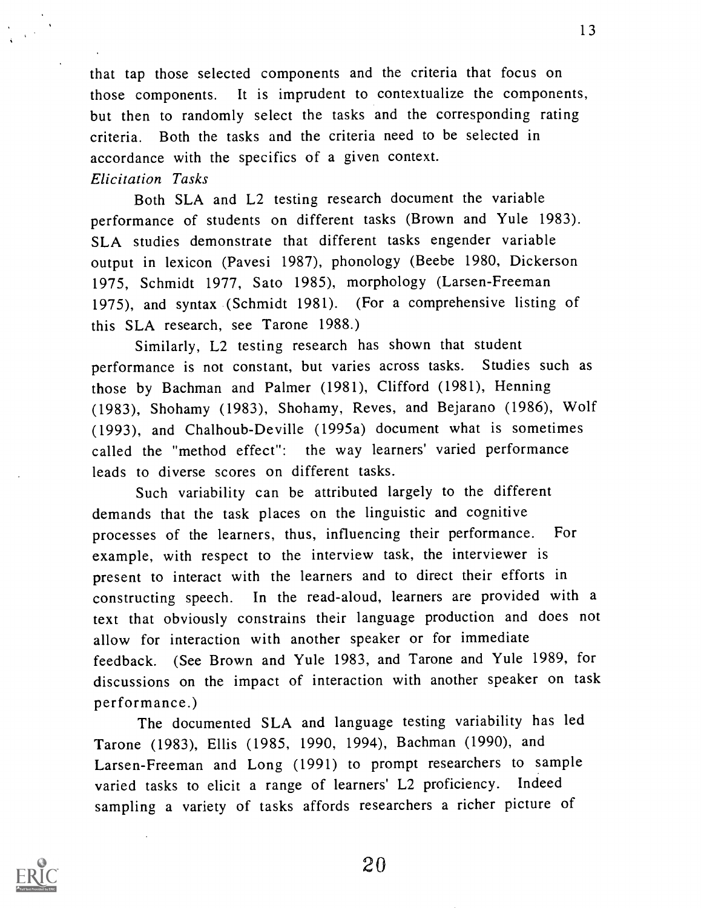that tap those selected components and the criteria that focus on those components. It is imprudent to contextualize the components, but then to randomly select the tasks and the corresponding rating criteria. Both the tasks and the criteria need to be selected in accordance with the specifics of a given context.

*Elicitation Tasks*

Both SLA and L2 testing research document the variable performance of students on different tasks (Brown and Yule 1983). SLA studies demonstrate that different tasks engender variable output in lexicon (Pavesi 1987), phonology (Beebe 1980, Dickerson 1975, Schmidt 1977, Sato 1985), morphology (Larsen-Freeman 1975), and syntax (Schmidt 1981). (For a comprehensive listing of this SLA research, see Tarone 1988.)

Similarly, L2 testing research has shown that student performance is not constant, but varies across tasks. Studies such as those by Bachman and Palmer (1981), Clifford (1981), Henning (1983), Shohamy (1983), Shohamy, Reves, and Bejarano (1986), Wolf (1993), and Chalhoub-Deville (1995a) document what is sometimes called the "method effect": the way learners' varied performance leads to diverse scores on different tasks.

Such variability can be attributed largely to the different demands that the task places on the linguistic and cognitive processes of the learners, thus, influencing their performance. For example, with respect to the interview task, the interviewer is present to interact with the learners and to direct their efforts in constructing speech. In the read-aloud, learners are provided with a text that obviously constrains their language production and does not allow for interaction with another speaker or for immediate feedback. (See Brown and Yule 1983, and Tarone and Yule 1989, for discussions on the impact of interaction with another speaker on task performance.)

The documented SLA and language testing variability has led Tarone (1983), Ellis (1985, 1990, 1994), Bachman (1990), and Larsen-Freeman and Long (1991) to prompt researchers to sample varied tasks to elicit a range of learners' L2 proficiency. Indeed sampling a variety of tasks affords researchers a richer picture of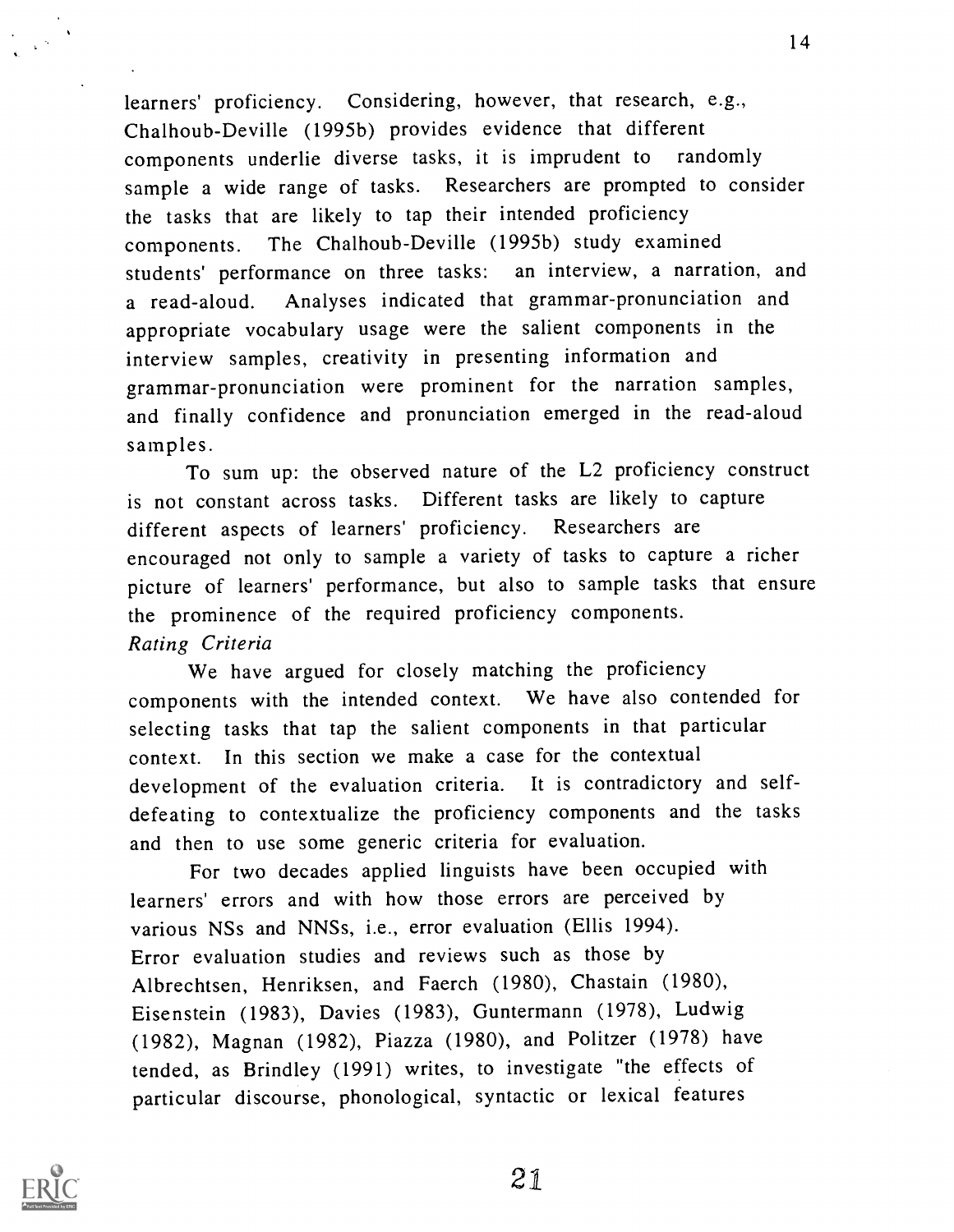learners' proficiency. Considering, however, that research, e.g., Chalhoub-Deville (1995b) provides evidence that different components underlie diverse tasks, it is imprudent to randomly sample a wide range of tasks. Researchers are prompted to consider the tasks that are likely to tap their intended proficiency components. The Chalhoub-Deville (1995b) study examined students' performance on three tasks: an interview, a narration, and a read-aloud. Analyses indicated that grammar-pronunciation and appropriate vocabulary usage were the salient components in the interview samples, creativity in presenting information and grammar-pronunciation were prominent for the narration samples, and finally confidence and pronunciation emerged in the read-aloud samples.

To sum up: the observed nature of the L2 proficiency construct is not constant across tasks. Different tasks are likely to capture different aspects of learners' proficiency. Researchers are encouraged not only to sample a variety of tasks to capture a richer picture of learners' performance, but also to sample tasks that ensure the prominence of the required proficiency components.

*Rating Criteria*

We have argued for closely matching the proficiency components with the intended context. We have also contended for selecting tasks that tap the salient components in that particular context. In this section we make a case for the contextual development of the evaluation criteria. It is contradictory and self-defeating to contextualize the proficiency components and the tasks and then to use some generic criteria for evaluation.

For two decades applied linguists have been occupied with learners' errors and with how those errors are perceived by various NSs and NNSs, i.e., error evaluation (Ellis 1994). Error evaluation studies and reviews such as those by Albrechtsen, Henriksen, and Faerch (1980), Chastain (1980), Eisenstein (1983), Davies (1983), Guntermann (1978), Ludwig (1982), Magnan (1982), Piazza (1980), and Politzer (1978) have tended, as Brindley (1991) writes, to investigate "the effects of particular discourse, phonological, syntactic or lexical features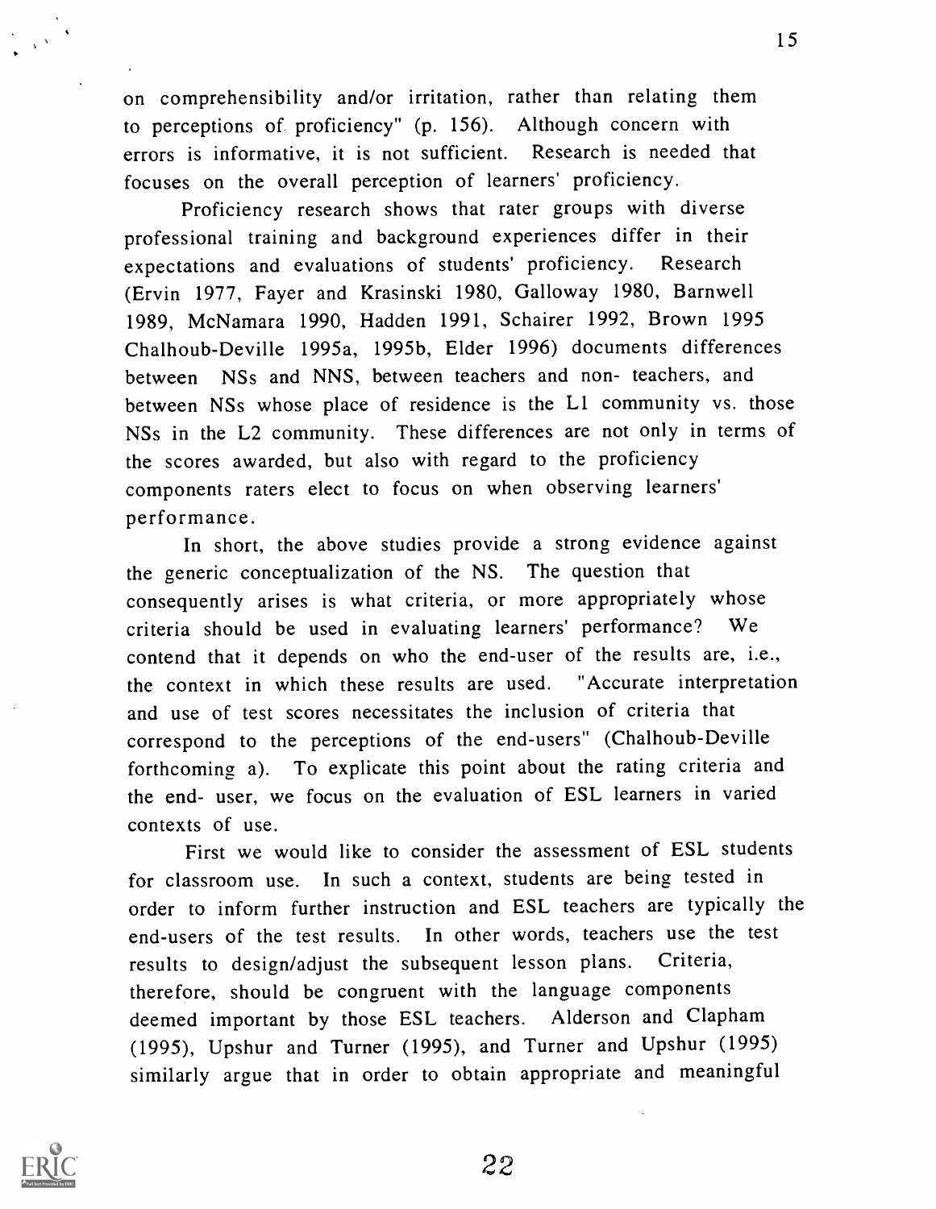on comprehensibility and/or irritation, rather than relating them to perceptions of proficiency" (p. 156). Although concern with errors is informative, it is not sufficient. Research is needed that focuses on the overall perception of learners' proficiency.

Proficiency research shows that rater groups with diverse professional training and background experiences differ in their expectations and evaluations of students' proficiency. Research (Ervin 1977, Fayer and Krasinski 1980, Galloway 1980, Barnwell 1989, McNamara 1990, Hadden 1991, Schairer 1992, Brown 1995 Chalhoub-Deville 1995a, 1995b, Elder 1996) documents differences between NSs and NNS, between teachers and non- teachers, and between NSs whose place of residence is the L1 community vs. those NSs in the L2 community. These differences are not only in terms of the scores awarded, but also with regard to the proficiency components raters elect to focus on when observing learners' performance.

In short, the above studies provide a strong evidence against the generic conceptualization of the NS. The question that consequently arises is what criteria, or more appropriately whose criteria should be used in evaluating learners' performance? We contend that it depends on who the end-user of the results are, i.e., the context in which these results are used. "Accurate interpretation and use of test scores necessitates the inclusion of criteria that correspond to the perceptions of the end-users" (Chalhoub-Deville forthcoming a). To explicate this point about the rating criteria and the end- user, we focus on the evaluation of ESL learners in varied contexts of use.

First we would like to consider the assessment of ESL students for classroom use. In such a context, students are being tested in order to inform further instruction and ESL teachers are typically the end-users of the test results. In other words, teachers use the test results to design/adjust the subsequent lesson plans. Criteria, therefore, should be congruent with the language components deemed important by those ESL teachers. Alderson and Clapham (1995), Upshur and Turner (1995), and Turner and Upshur (1995) similarly argue that in order to obtain appropriate and meaningful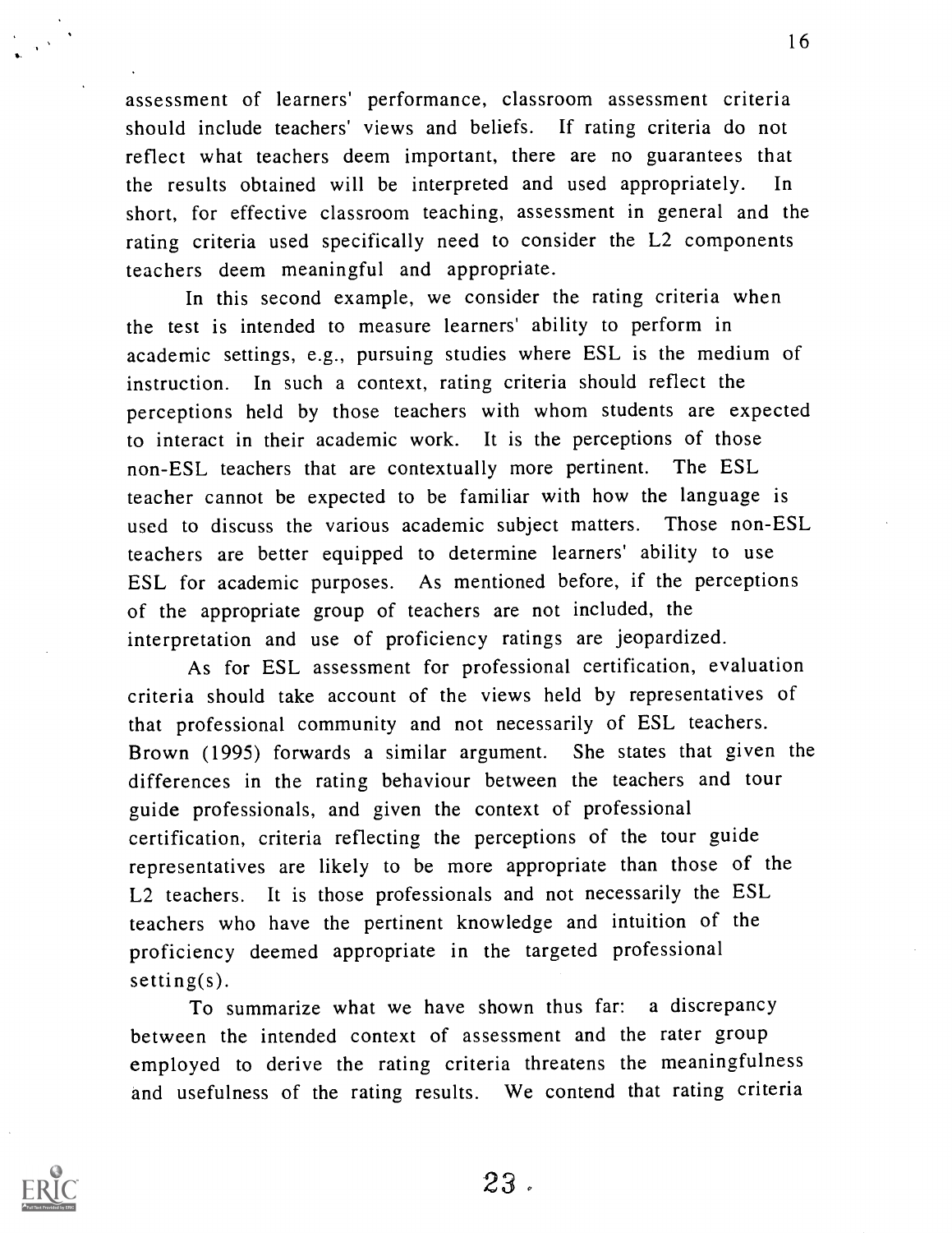assessment of learners' performance, classroom assessment criteria should include teachers' views and beliefs. If rating criteria do not reflect what teachers deem important, there are no guarantees that the results obtained will be interpreted and used appropriately. In short, for effective classroom teaching, assessment in general and the rating criteria used specifically need to consider the L2 components teachers deem meaningful and appropriate.

In this second example, we consider the rating criteria when the test is intended to measure learners' ability to perform in academic settings, e.g., pursuing studies where ESL is the medium of instruction. In such a context, rating criteria should reflect the perceptions held by those teachers with whom students are expected to interact in their academic work. It is the perceptions of those non-ESL teachers that are contextually more pertinent. The ESL teacher cannot be expected to be familiar with how the language is used to discuss the various academic subject matters. Those non-ESL teachers are better equipped to determine learners' ability to use ESL for academic purposes. As mentioned before, if the perceptions of the appropriate group of teachers are not included, the interpretation and use of proficiency ratings are jeopardized.

As for ESL assessment for professional certification, evaluation criteria should take account of the views held by representatives of that professional community and not necessarily of ESL teachers. Brown (1995) forwards a similar argument. She states that given the differences in the rating behaviour between the teachers and tour guide professionals, and given the context of professional certification, criteria reflecting the perceptions of the tour guide representatives are likely to be more appropriate than those of the L2 teachers. It is those professionals and not necessarily the ESL teachers who have the pertinent knowledge and intuition of the proficiency deemed appropriate in the targeted professional setting(s).

To summarize what we have shown thus far: a discrepancy between the intended context of assessment and the rater group employed to derive the rating criteria threatens the meaningfulness and usefulness of the rating results. We contend that rating criteria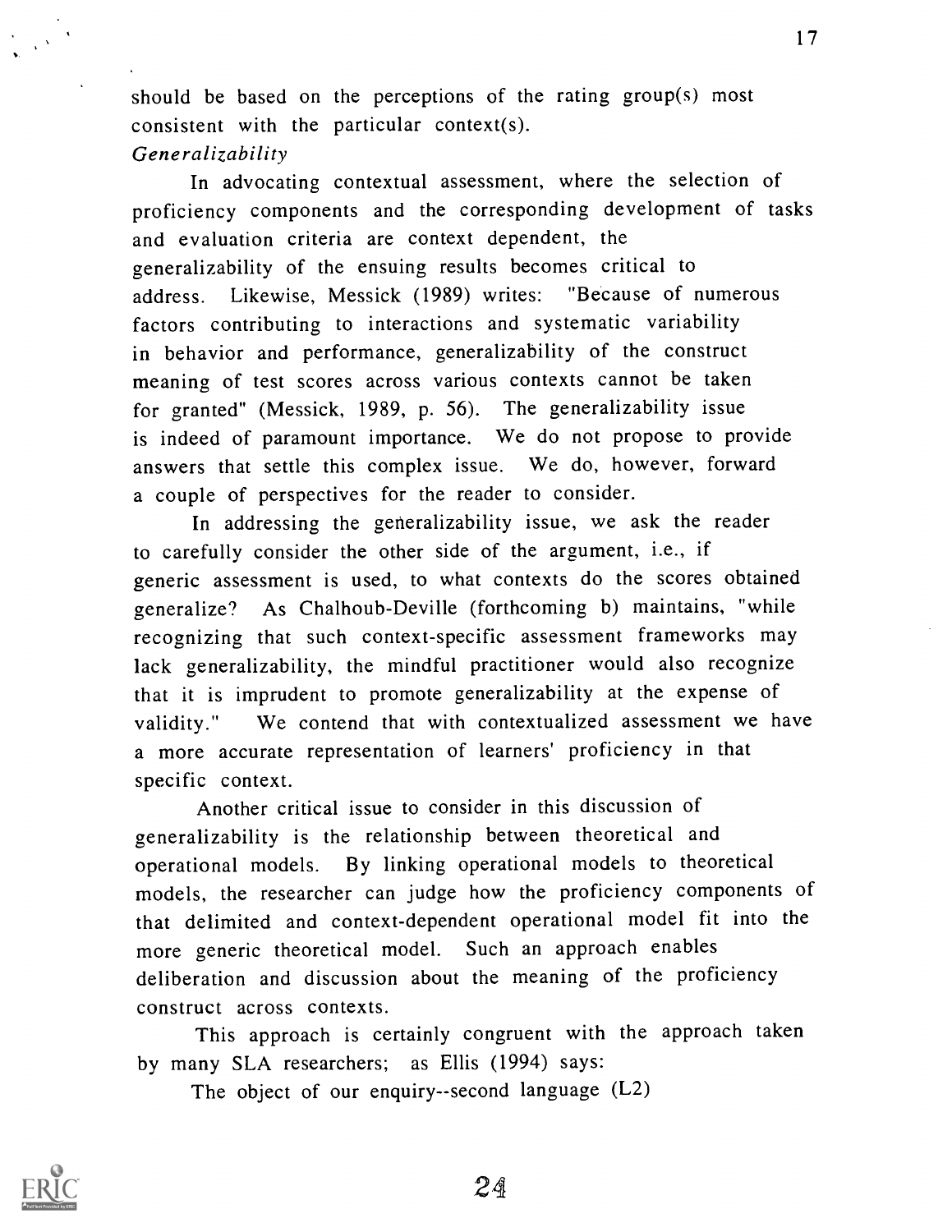should be based on the perceptions of the rating group(s) most consistent with the particular context(s).

*Generalizability*

In advocating contextual assessment, where the selection of proficiency components and the corresponding development of tasks and evaluation criteria are context dependent, the generalizability of the ensuing results becomes critical to address. Likewise, Messick (1989) writes: "Because of numerous factors contributing to interactions and systematic variability in behavior and performance, generalizability of the construct meaning of test scores across various contexts cannot be taken for granted" (Messick, 1989, p. 56). The generalizability issue is indeed of paramount importance. We do not propose to provide answers that settle this complex issue. We do, however, forward a couple of perspectives for the reader to consider.

In addressing the generalizability issue, we ask the reader to carefully consider the other side of the argument, i.e., if generic assessment is used, to what contexts do the scores obtained generalize? As Chalhoub-Deville (forthcoming b) maintains, "while recognizing that such context-specific assessment frameworks may lack generalizability, the mindful practitioner would also recognize that it is imprudent to promote generalizability at the expense of validity." We contend that with contextualized assessment we have a more accurate representation of learners' proficiency in that specific context.

Another critical issue to consider in this discussion of generalizability is the relationship between theoretical and operational models. By linking operational models to theoretical models, the researcher can judge how the proficiency components of that delimited and context-dependent operational model fit into the more generic theoretical model. Such an approach enables deliberation and discussion about the meaning of the proficiency construct across contexts.

This approach is certainly congruent with the approach taken by many SLA researchers; as Ellis (1994) says:

The object of our enquiry--second language (L2)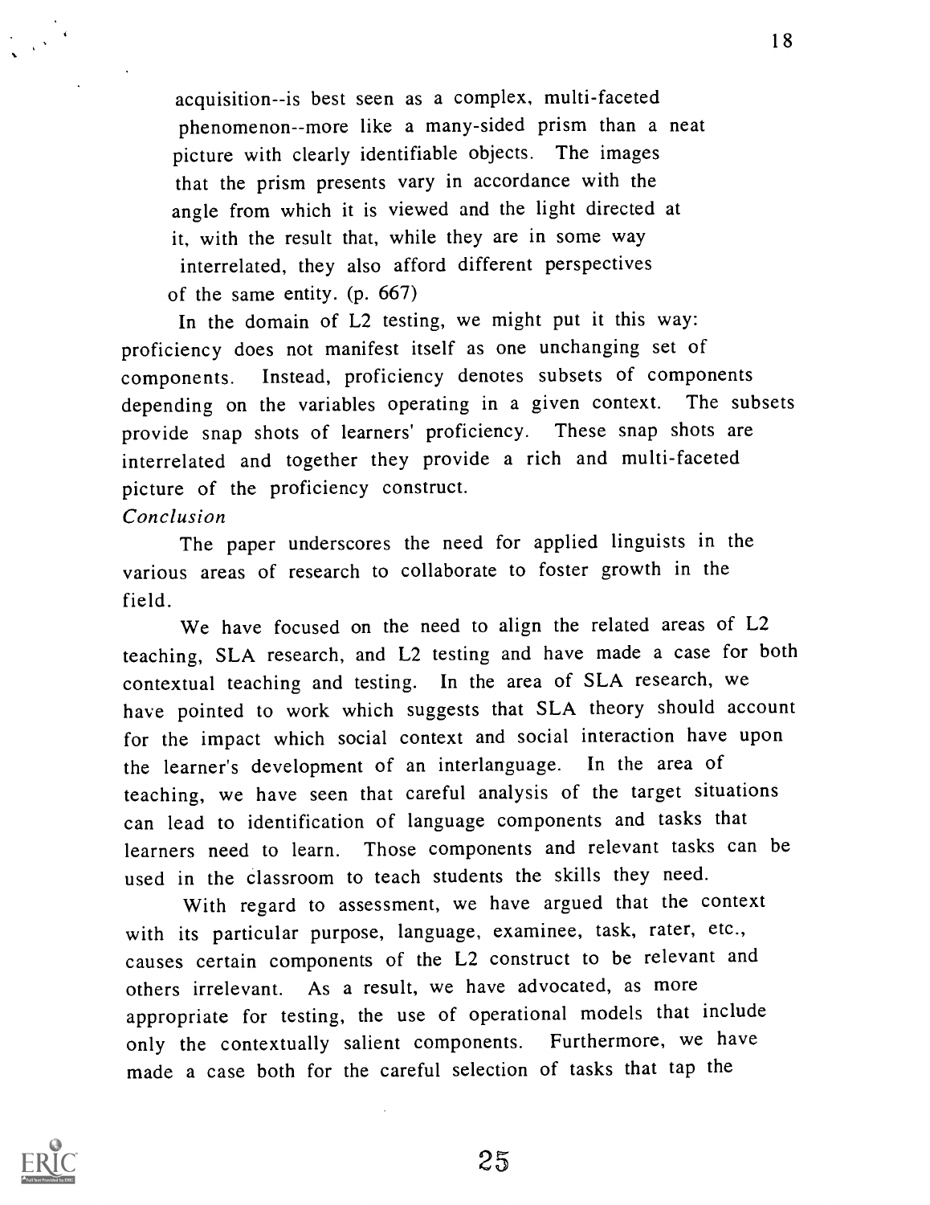> acquisition--is best seen as a complex, multi-faceted phenomenon--more like a many-sided prism than a neat picture with clearly identifiable objects. The images that the prism presents vary in accordance with the angle from which it is viewed and the light directed at it, with the result that, while they are in some way interrelated, they also afford different perspectives of the same entity. (p. 667)

In the domain of L2 testing, we might put it this way: proficiency does not manifest itself as one unchanging set of components. Instead, proficiency denotes subsets of components depending on the variables operating in a given context. The subsets provide snap shots of learners' proficiency. These snap shots are interrelated and together they provide a rich and multi-faceted picture of the proficiency construct.

*Conclusion*

The paper underscores the need for applied linguists in the various areas of research to collaborate to foster growth in the field.

We have focused on the need to align the related areas of L2 teaching, SLA research, and L2 testing and have made a case for both contextual teaching and testing. In the area of SLA research, we have pointed to work which suggests that SLA theory should account for the impact which social context and social interaction have upon the learner's development of an interlanguage. In the area of teaching, we have seen that careful analysis of the target situations can lead to identification of language components and tasks that learners need to learn. Those components and relevant tasks can be used in the classroom to teach students the skills they need.

With regard to assessment, we have argued that the context with its particular purpose, language, examinee, task, rater, etc., causes certain components of the L2 construct to be relevant and others irrelevant. As a result, we have advocated, as more appropriate for testing, the use of operational models that include only the contextually salient components. Furthermore, we have made a case both for the careful selection of tasks that tap the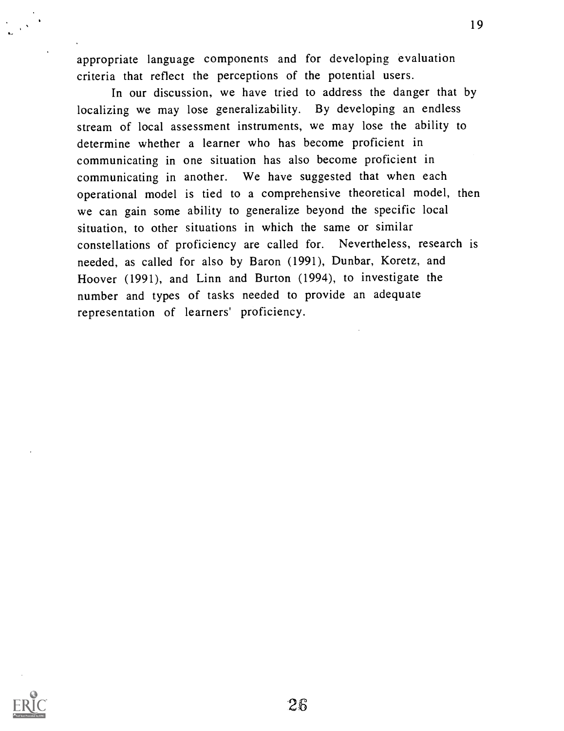appropriate language components and for developing evaluation criteria that reflect the perceptions of the potential users.

In our discussion, we have tried to address the danger that by localizing we may lose generalizability. By developing an endless stream of local assessment instruments, we may lose the ability to determine whether a learner who has become proficient in communicating in one situation has also become proficient in communicating in another. We have suggested that when each operational model is tied to a comprehensive theoretical model, then we can gain some ability to generalize beyond the specific local situation, to other situations in which the same or similar constellations of proficiency are called for. Nevertheless, research is needed, as called for also by Baron (1991), Dunbar, Koretz, and Hoover (1991), and Linn and Burton (1994), to investigate the number and types of tasks needed to provide an adequate representation of learners' proficiency.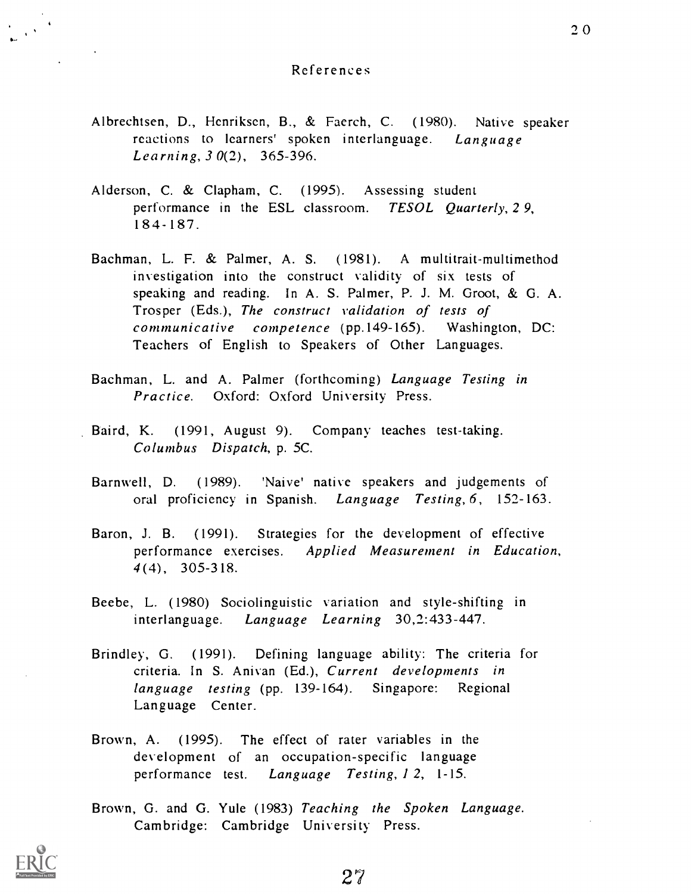## References

Albrechtsen, D., Henriksen, B., & Faerch, C. (1980). Native speaker reactions to learners' spoken interlanguage. *Language Learning, 30*(2), 365-396.

Alderson, C. & Clapham, C. (1995). Assessing student performance in the ESL classroom. *TESOL Quarterly, 29*, 184-187.

Bachman, L. F. & Palmer, A. S. (1981). A multitrait-multimethod investigation into the construct validity of six tests of speaking and reading. In A. S. Palmer, P. J. M. Groot, & G. A. Trosper (Eds.), *The construct validation of tests of communicative competence* (pp.149-165). Washington, DC: Teachers of English to Speakers of Other Languages.

Bachman, L. and A. Palmer (forthcoming) *Language Testing in Practice.* Oxford: Oxford University Press.

Baird, K. (1991, August 9). Company teaches test-taking. *Columbus Dispatch*, p. 5C.

Barnwell, D. (1989). 'Naive' native speakers and judgements of oral proficiency in Spanish. *Language Testing, 6*, 152-163.

Baron, J. B. (1991). Strategies for the development of effective performance exercises. *Applied Measurement in Education, 4*(4), 305-318.

Beebe, L. (1980) Sociolinguistic variation and style-shifting in interlanguage. *Language Learning* 30,2:433-447.

Brindley, G. (1991). Defining language ability: The criteria for criteria. In S. Anivan (Ed.), *Current developments in language testing* (pp. 139-164). Singapore: Regional Language Center.

Brown, A. (1995). The effect of rater variables in the development of an occupation-specific language performance test. *Language Testing, 12*, 1-15.

Brown, G. and G. Yule (1983) *Teaching the Spoken Language.* Cambridge: Cambridge University Press.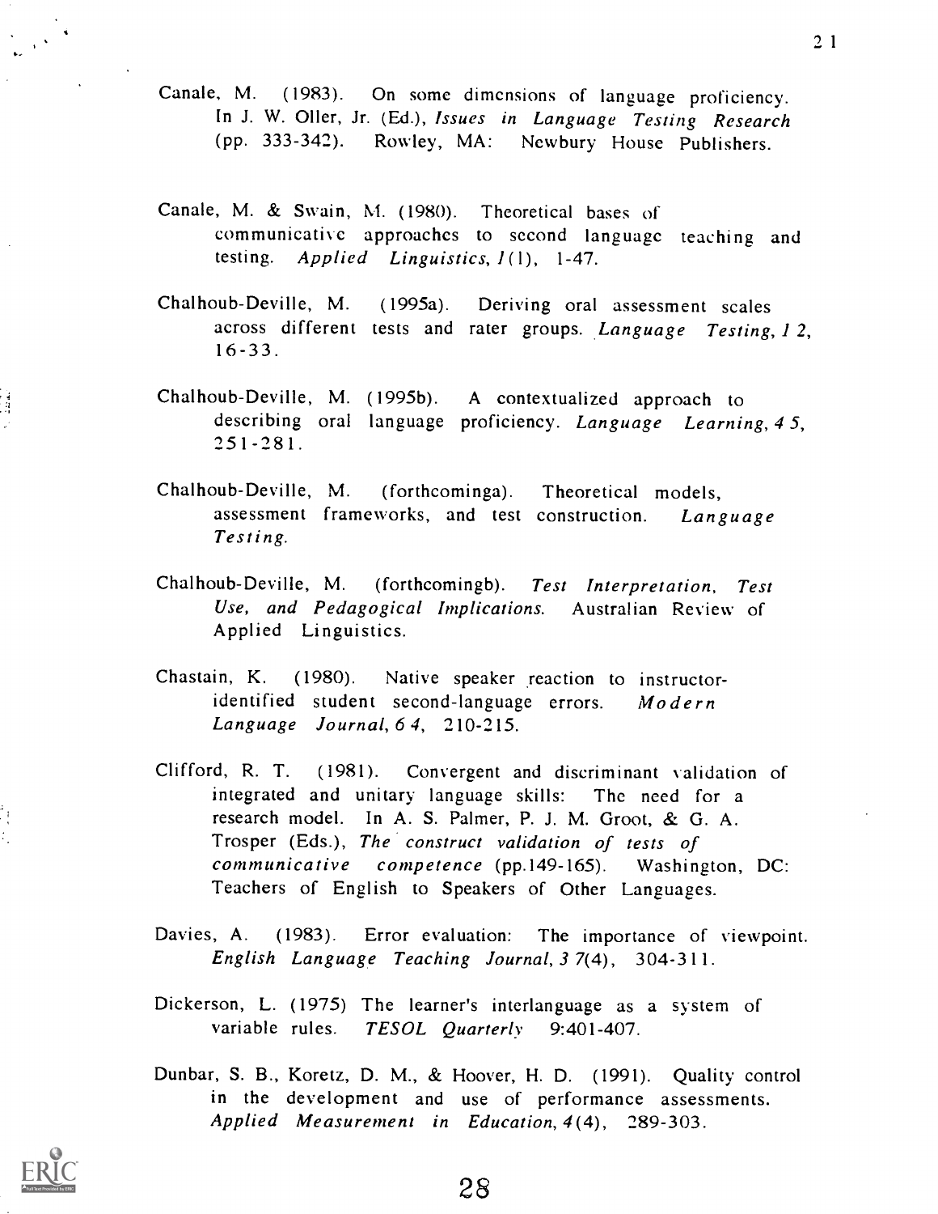Canale, M. (1983). On some dimensions of language proficiency. In J. W. Oller, Jr. (Ed.), *Issues in Language Testing Research* (pp. 333-342). Rowley, MA: Newbury House Publishers.

Canale, M. & Swain, M. (1980). Theoretical bases of communicative approaches to second language teaching and testing. *Applied Linguistics, 1*(1), 1-47.

Chalhoub-Deville, M. (1995a). Deriving oral assessment scales across different tests and rater groups. *Language Testing, 12*, 16-33.

Chalhoub-Deville, M. (1995b). A contextualized approach to describing oral language proficiency. *Language Learning, 45*, 251-281.

Chalhoub-Deville, M. (forthcominga). Theoretical models, assessment frameworks, and test construction. *Language Testing*.

Chalhoub-Deville, M. (forthcomingb). *Test Interpretation, Test Use, and Pedagogical Implications.* Australian Review of Applied Linguistics.

Chastain, K. (1980). Native speaker reaction to instructor-identified student second-language errors. *Modern Language Journal, 64*, 210-215.

Clifford, R. T. (1981). Convergent and discriminant validation of integrated and unitary language skills: The need for a research model. In A. S. Palmer, P. J. M. Groot, & G. A. Trosper (Eds.), *The construct validation of tests of communicative competence* (pp.149-165). Washington, DC: Teachers of English to Speakers of Other Languages.

Davies, A. (1983). Error evaluation: The importance of viewpoint. *English Language Teaching Journal, 37*(4), 304-311.

Dickerson, L. (1975) The learner's interlanguage as a system of variable rules. *TESOL Quarterly* 9:401-407.

Dunbar, S. B., Koretz, D. M., & Hoover, H. D. (1991). Quality control in the development and use of performance assessments. *Applied Measurement in Education, 4*(4), 289-303.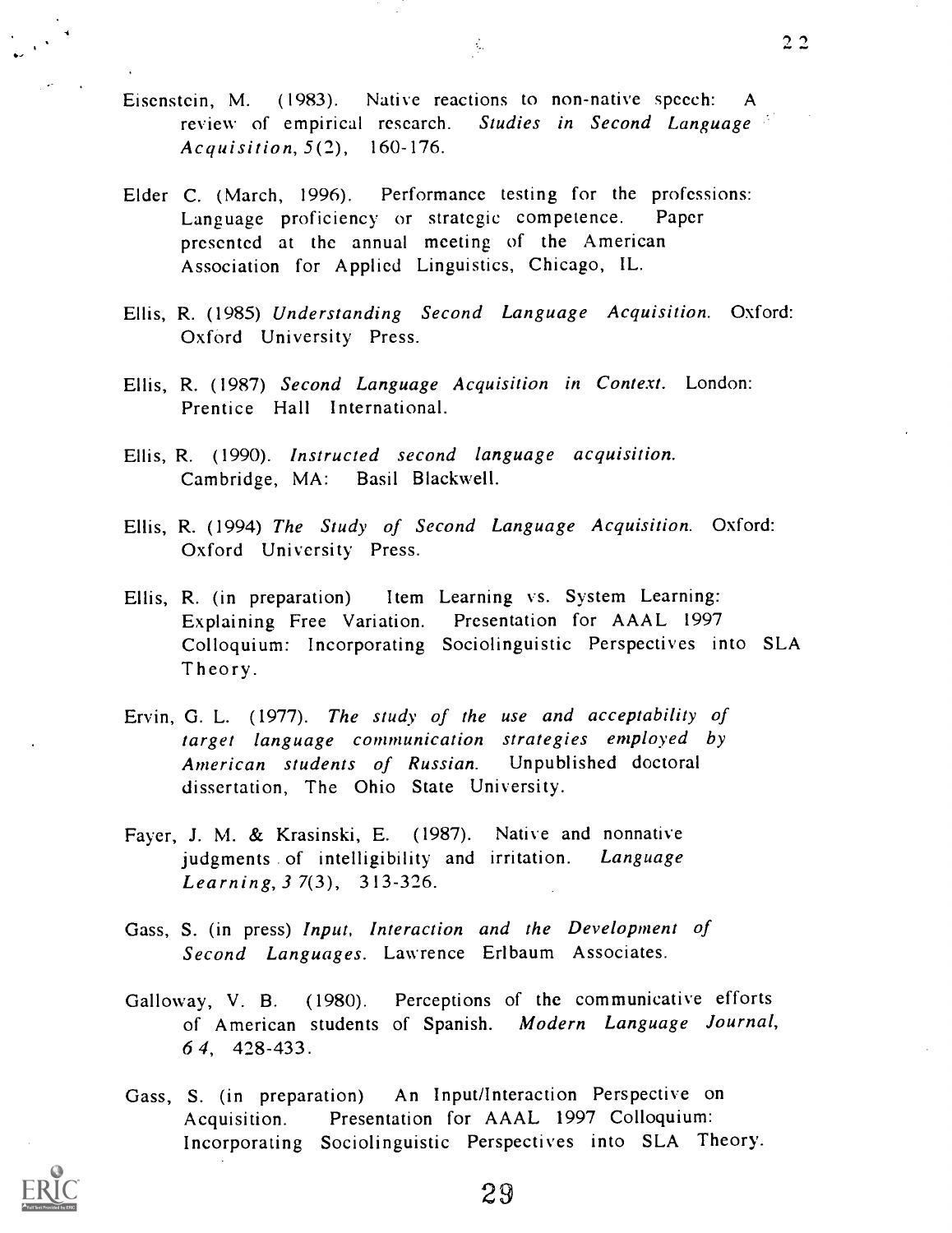Eisenstein, M. (1983). Native reactions to non-native speech: A review of empirical research. *Studies in Second Language Acquisition*, *5*(2), 160-176.

Elder C. (March, 1996). Performance testing for the professions: Language proficiency or strategic competence. Paper presented at the annual meeting of the American Association for Applied Linguistics, Chicago, IL.

Ellis, R. (1985) *Understanding Second Language Acquisition*. Oxford: Oxford University Press.

Ellis, R. (1987) *Second Language Acquisition in Context*. London: Prentice Hall International.

Ellis, R. (1990). *Instructed second language acquisition*. Cambridge, MA: Basil Blackwell.

Ellis, R. (1994) *The Study of Second Language Acquisition*. Oxford: Oxford University Press.

Ellis, R. (in preparation) Item Learning vs. System Learning: Explaining Free Variation. Presentation for AAAL 1997 Colloquium: Incorporating Sociolinguistic Perspectives into SLA Theory.

Ervin, G. L. (1977). *The study of the use and acceptability of target language communication strategies employed by American students of Russian*. Unpublished doctoral dissertation, The Ohio State University.

Fayer, J. M. & Krasinski, E. (1987). Native and nonnative judgments of intelligibility and irritation. *Language Learning*, *37*(3), 313-326.

Gass, S. (in press) *Input, Interaction and the Development of Second Languages*. Lawrence Erlbaum Associates.

Galloway, V. B. (1980). Perceptions of the communicative efforts of American students of Spanish. *Modern Language Journal*, *64*, 428-433.

Gass, S. (in preparation) An Input/Interaction Perspective on Acquisition. Presentation for AAAL 1997 Colloquium: Incorporating Sociolinguistic Perspectives into SLA Theory.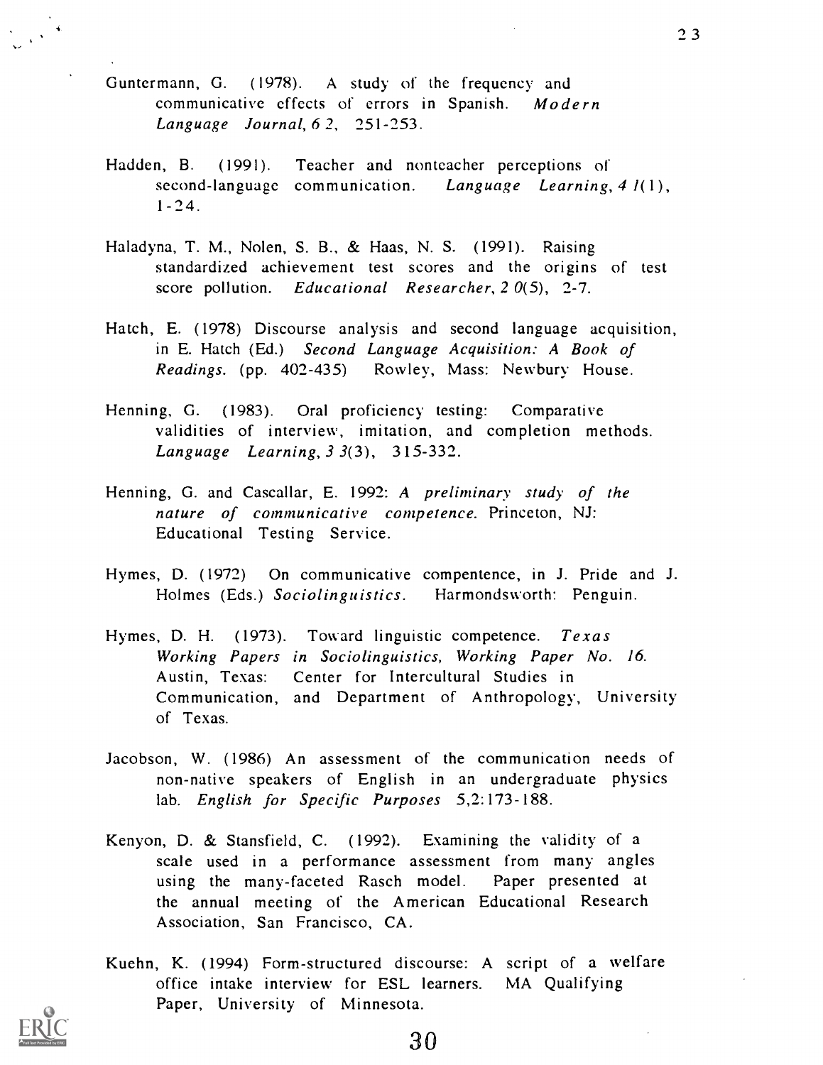Guntermann, G. (1978). A study of the frequency and communicative effects of errors in Spanish. *Modern Language Journal, 6 2,* 251-253.

Hadden, B. (1991). Teacher and nonteacher perceptions of second-language communication. *Language Learning, 4 1*(1), 1-24.

Haladyna, T. M., Nolen, S. B., & Haas, N. S. (1991). Raising standardized achievement test scores and the origins of test score pollution. *Educational Researcher, 2 0*(5), 2-7.

Hatch, E. (1978) Discourse analysis and second language acquisition, in E. Hatch (Ed.) *Second Language Acquisition: A Book of Readings.* (pp. 402-435) Rowley, Mass: Newbury House.

Henning, G. (1983). Oral proficiency testing: Comparative validities of interview, imitation, and completion methods. *Language Learning, 3 3*(3), 315-332.

Henning, G. and Cascallar, E. 1992: *A preliminary study of the nature of communicative competence.* Princeton, NJ: Educational Testing Service.

Hymes, D. (1972) On communicative compentence, in J. Pride and J. Holmes (Eds.) *Sociolinguistics.* Harmondsworth: Penguin.

Hymes, D. H. (1973). Toward linguistic competence. *Texas Working Papers in Sociolinguistics, Working Paper No. 16.* Austin, Texas: Center for Intercultural Studies in Communication, and Department of Anthropology, University of Texas.

Jacobson, W. (1986) An assessment of the communication needs of non-native speakers of English in an undergraduate physics lab. *English for Specific Purposes* 5,2:173-188.

Kenyon, D. & Stansfield, C. (1992). Examining the validity of a scale used in a performance assessment from many angles using the many-faceted Rasch model. Paper presented at the annual meeting of the American Educational Research Association, San Francisco, CA.

Kuehn, K. (1994) Form-structured discourse: A script of a welfare office intake interview for ESL learners. MA Qualifying Paper, University of Minnesota.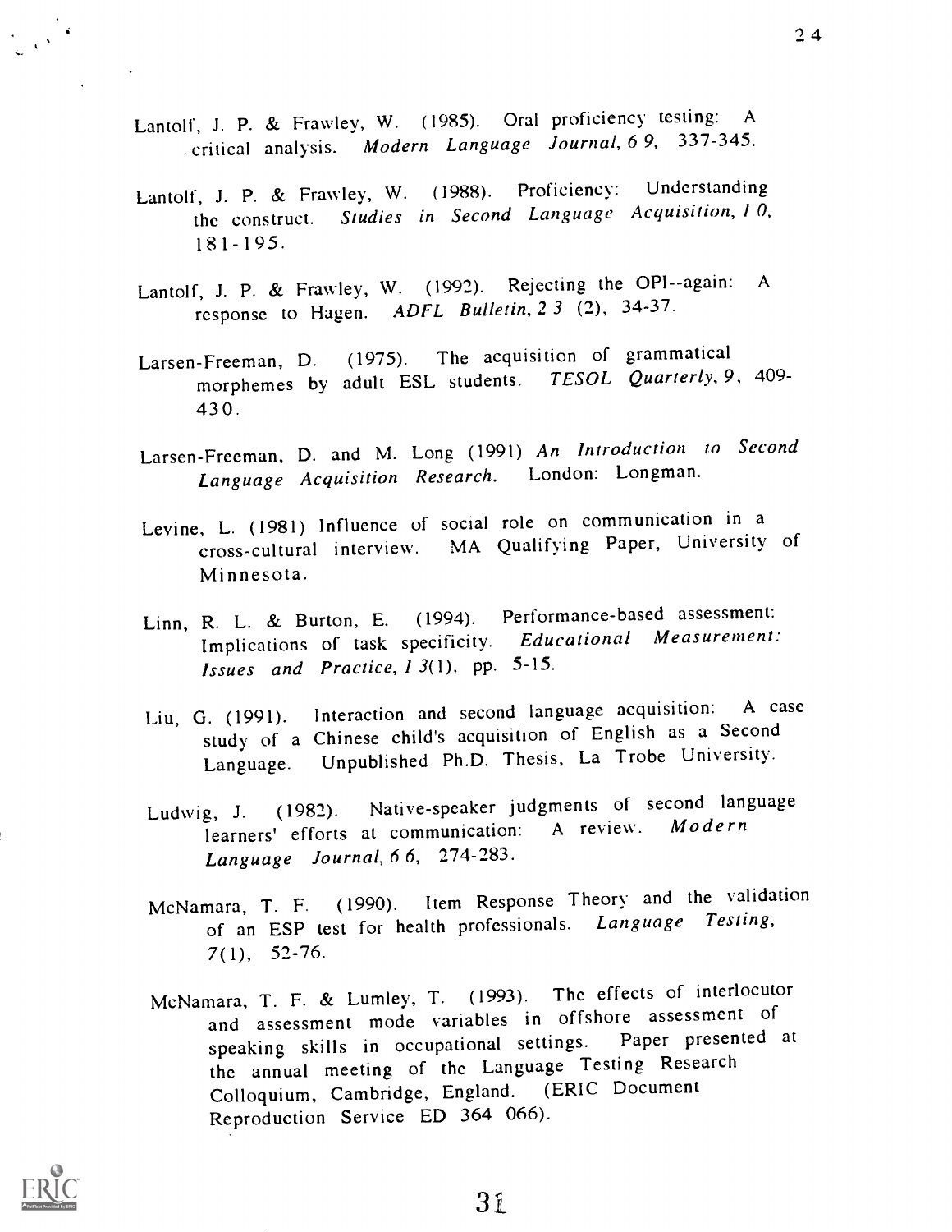Lantolf, J. P. & Frawley, W. (1985). Oral proficiency testing: A critical analysis. *Modern Language Journal, 69*, 337-345.

Lantolf, J. P. & Frawley, W. (1988). Proficiency: Understanding the construct. *Studies in Second Language Acquisition, 10*, 181-195.

Lantolf, J. P. & Frawley, W. (1992). Rejecting the OPI--again: A response to Hagen. *ADFL Bulletin, 23* (2), 34-37.

Larsen-Freeman, D. (1975). The acquisition of grammatical morphemes by adult ESL students. *TESOL Quarterly, 9*, 409-430.

Larsen-Freeman, D. and M. Long (1991) *An Introduction to Second Language Acquisition Research.* London: Longman.

Levine, L. (1981) Influence of social role on communication in a cross-cultural interview. MA Qualifying Paper, University of Minnesota.

Linn, R. L. & Burton, E. (1994). Performance-based assessment: Implications of task specificity. *Educational Measurement: Issues and Practice, 13*(1), pp. 5-15.

Liu, G. (1991). Interaction and second language acquisition: A case study of a Chinese child's acquisition of English as a Second Language. Unpublished Ph.D. Thesis, La Trobe University.

Ludwig, J. (1982). Native-speaker judgments of second language learners' efforts at communication: A review. *Modern Language Journal, 66*, 274-283.

McNamara, T. F. (1990). Item Response Theory and the validation of an ESP test for health professionals. *Language Testing, 7*(1), 52-76.

McNamara, T. F. & Lumley, T. (1993). The effects of interlocutor and assessment mode variables in offshore assessment of speaking skills in occupational settings. Paper presented at the annual meeting of the Language Testing Research Colloquium, Cambridge, England. (ERIC Document Reproduction Service ED 364 066).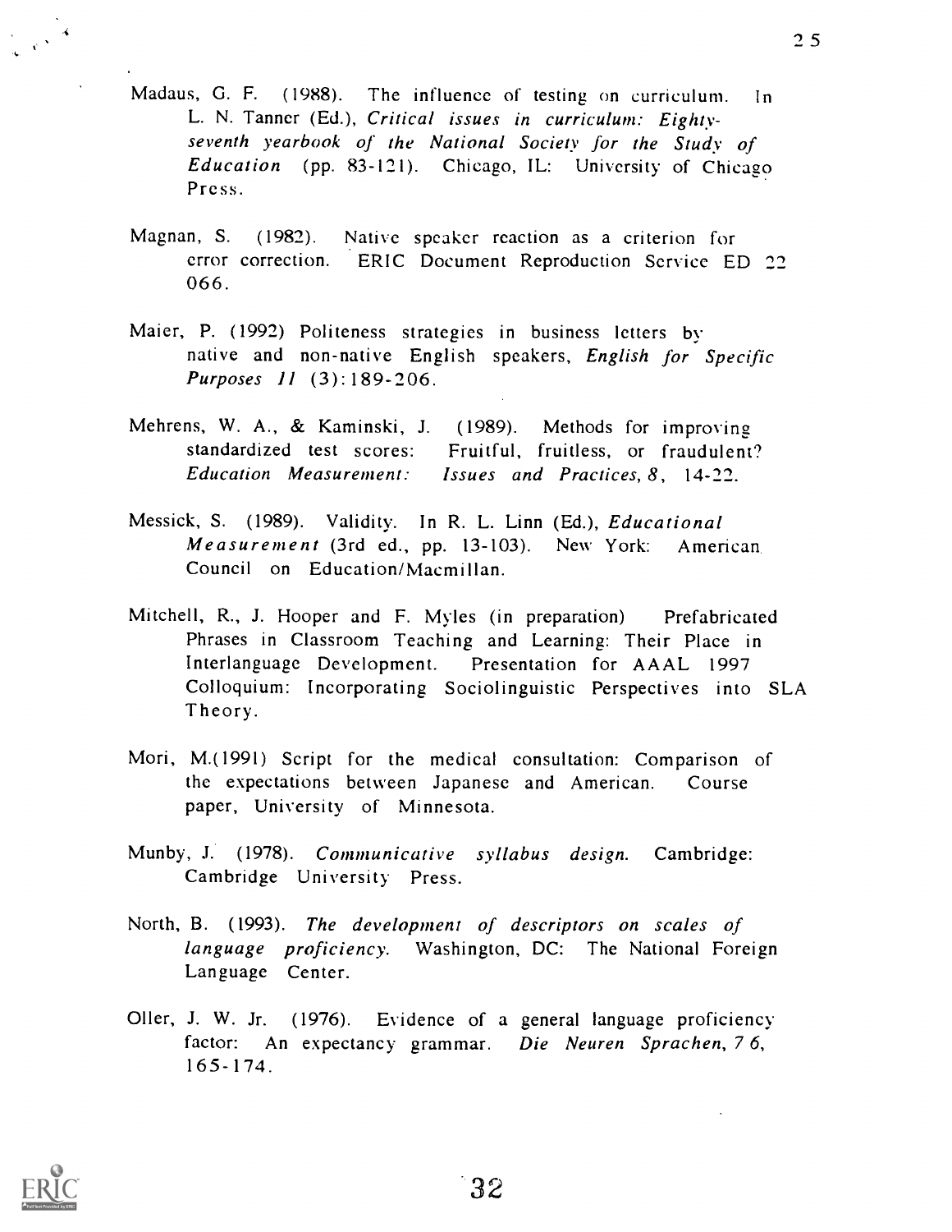Madaus, G. F. (1988). The influence of testing on curriculum. In L. N. Tanner (Ed.), *Critical issues in curriculum: Eighty-seventh yearbook of the National Society for the Study of Education* (pp. 83-121). Chicago, IL: University of Chicago Press.

Magnan, S. (1982). Native speaker reaction as a criterion for error correction. ERIC Document Reproduction Service ED 22 066.

Maier, P. (1992) Politeness strategies in business letters by native and non-native English speakers, *English for Specific Purposes 11* (3):189-206.

Mehrens, W. A., & Kaminski, J. (1989). Methods for improving standardized test scores: Fruitful, fruitless, or fraudulent? *Education Measurement: Issues and Practices, 8*, 14-22.

Messick, S. (1989). Validity. In R. L. Linn (Ed.), *Educational Measurement* (3rd ed., pp. 13-103). New York: American Council on Education/Macmillan.

Mitchell, R., J. Hooper and F. Myles (in preparation) Prefabricated Phrases in Classroom Teaching and Learning: Their Place in Interlanguage Development. Presentation for AAAL 1997 Colloquium: Incorporating Sociolinguistic Perspectives into SLA Theory.

Mori, M.(1991) Script for the medical consultation: Comparison of the expectations between Japanese and American. Course paper, University of Minnesota.

Munby, J. (1978). *Communicative syllabus design.* Cambridge: Cambridge University Press.

North, B. (1993). *The development of descriptors on scales of language proficiency.* Washington, DC: The National Foreign Language Center.

Oller, J. W. Jr. (1976). Evidence of a general language proficiency factor: An expectancy grammar. *Die Neuren Sprachen, 7 6*, 165-174.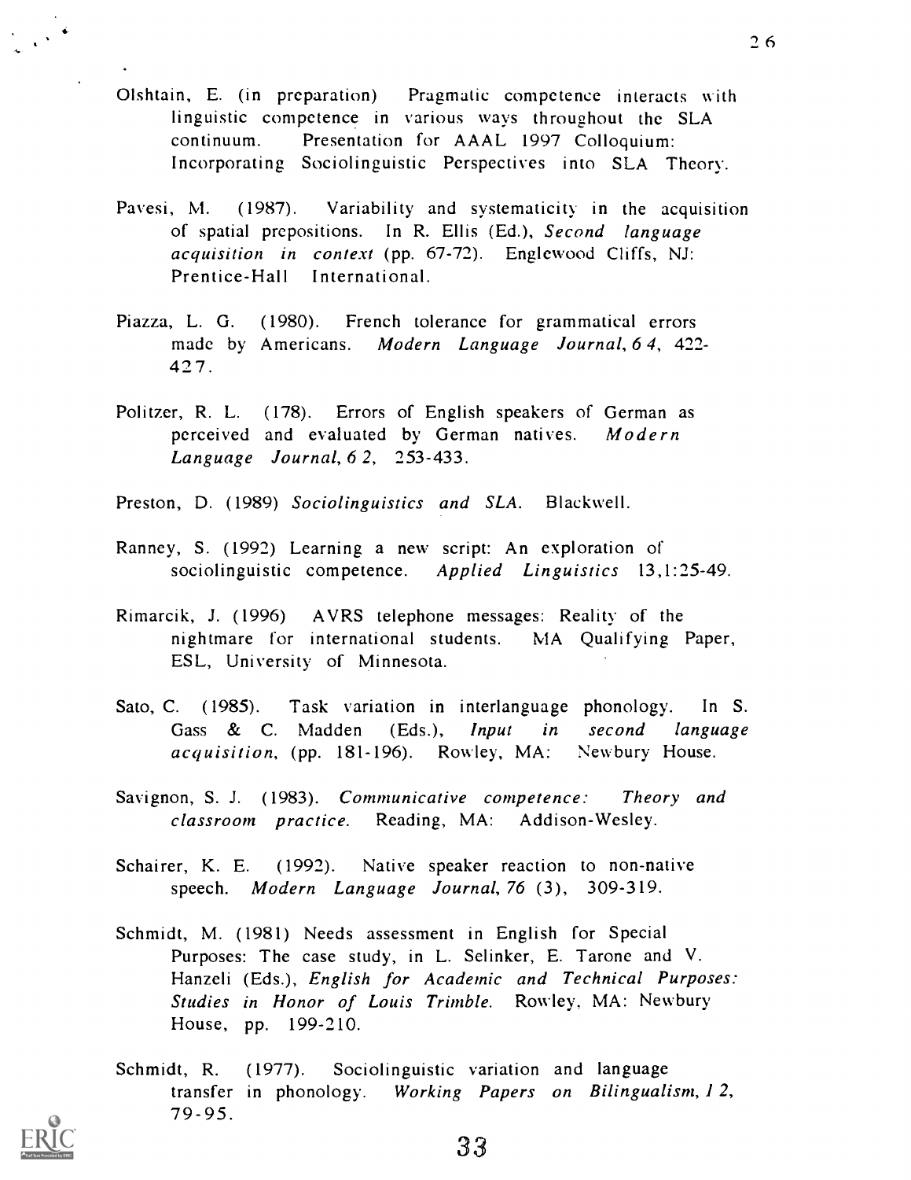Olshtain, E. (in preparation) Pragmatic competence interacts with linguistic competence in various ways throughout the SLA continuum. Presentation for AAAL 1997 Colloquium: Incorporating Sociolinguistic Perspectives into SLA Theory.

Pavesi, M. (1987). Variability and systematicity in the acquisition of spatial prepositions. In R. Ellis (Ed.), *Second language acquisition in context* (pp. 67-72). Englewood Cliffs, NJ: Prentice-Hall International.

Piazza, L. G. (1980). French tolerance for grammatical errors made by Americans. *Modern Language Journal, 64*, 422-427.

Politzer, R. L. (178). Errors of English speakers of German as perceived and evaluated by German natives. *Modern Language Journal, 62*, 253-433.

Preston, D. (1989) *Sociolinguistics and SLA.* Blackwell.

Ranney, S. (1992) Learning a new script: An exploration of sociolinguistic competence. *Applied Linguistics* 13,1:25-49.

Rimarcik, J. (1996) AVRS telephone messages: Reality of the nightmare for international students. MA Qualifying Paper, ESL, University of Minnesota.

Sato, C. (1985). Task variation in interlanguage phonology. In S. Gass & C. Madden (Eds.), *Input in second language acquisition*, (pp. 181-196). Rowley, MA: Newbury House.

Savignon, S. J. (1983). *Communicative competence: Theory and classroom practice.* Reading, MA: Addison-Wesley.

Schairer, K. E. (1992). Native speaker reaction to non-native speech. *Modern Language Journal, 76* (3), 309-319.

Schmidt, M. (1981) Needs assessment in English for Special Purposes: The case study, in L. Selinker, E. Tarone and V. Hanzeli (Eds.), *English for Academic and Technical Purposes: Studies in Honor of Louis Trimble.* Rowley, MA: Newbury House, pp. 199-210.

Schmidt, R. (1977). Sociolinguistic variation and language transfer in phonology. *Working Papers on Bilingualism, 12*, 79-95.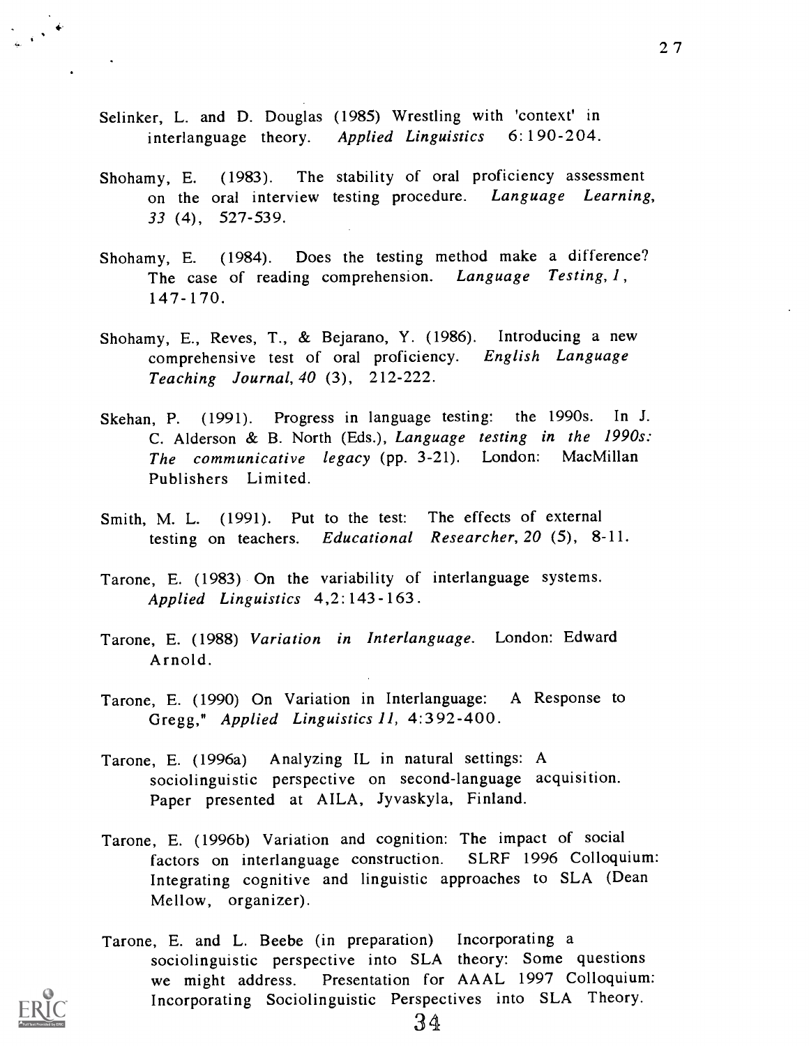Selinker, L. and D. Douglas (1985) Wrestling with 'context' in interlanguage theory. *Applied Linguistics* 6:190-204.

Shohamy, E. (1983). The stability of oral proficiency assessment on the oral interview testing procedure. *Language Learning, 33* (4), 527-539.

Shohamy, E. (1984). Does the testing method make a difference? The case of reading comprehension. *Language Testing, 1*, 147-170.

Shohamy, E., Reves, T., & Bejarano, Y. (1986). Introducing a new comprehensive test of oral proficiency. *English Language Teaching Journal, 40* (3), 212-222.

Skehan, P. (1991). Progress in language testing: the 1990s. In J. C. Alderson & B. North (Eds.), *Language testing in the 1990s: The communicative legacy* (pp. 3-21). London: MacMillan Publishers Limited.

Smith, M. L. (1991). Put to the test: The effects of external testing on teachers. *Educational Researcher, 20* (5), 8-11.

Tarone, E. (1983) On the variability of interlanguage systems. *Applied Linguistics* 4,2:143-163.

Tarone, E. (1988) *Variation in Interlanguage*. London: Edward Arnold.

Tarone, E. (1990) On Variation in Interlanguage: A Response to Gregg," *Applied Linguistics 11*, 4:392-400.

Tarone, E. (1996a) Analyzing IL in natural settings: A sociolinguistic perspective on second-language acquisition. Paper presented at AILA, Jyvaskyla, Finland.

Tarone, E. (1996b) Variation and cognition: The impact of social factors on interlanguage construction. SLRF 1996 Colloquium: Integrating cognitive and linguistic approaches to SLA (Dean Mellow, organizer).

Tarone, E. and L. Beebe (in preparation) Incorporating a sociolinguistic perspective into SLA theory: Some questions we might address. Presentation for AAAL 1997 Colloquium: Incorporating Sociolinguistic Perspectives into SLA Theory.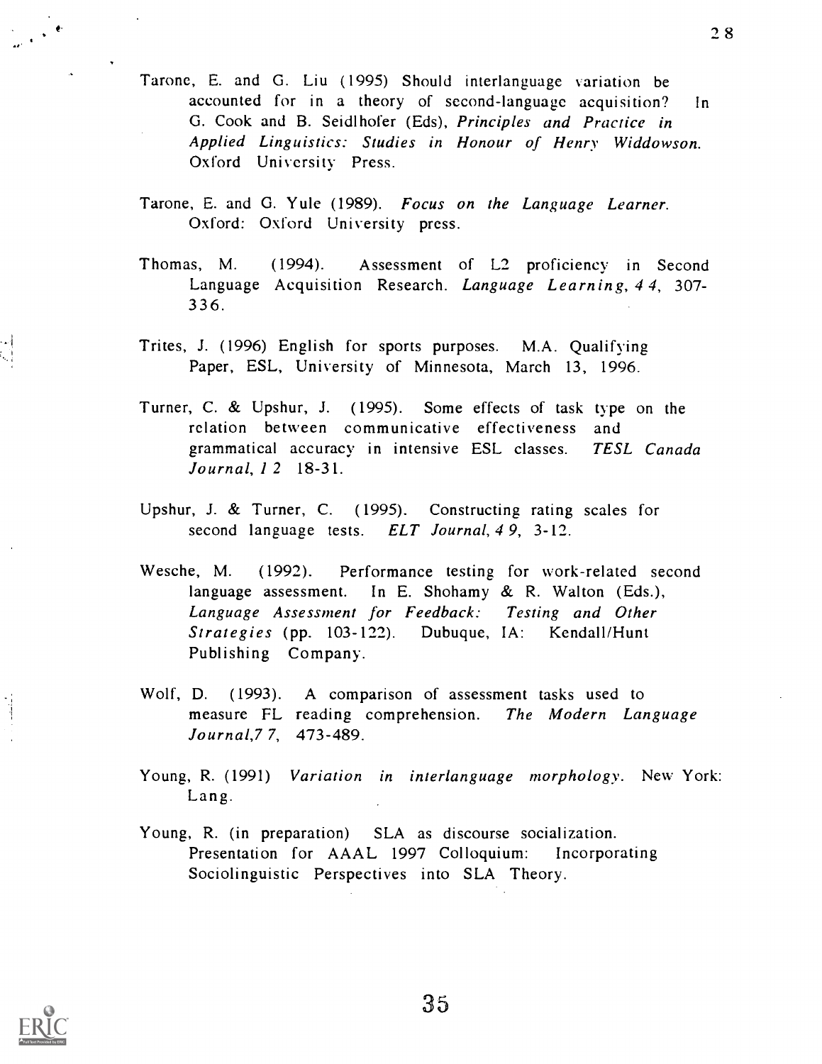Tarone, E. and G. Liu (1995) Should interlanguage variation be accounted for in a theory of second-language acquisition? In G. Cook and B. Seidlhofer (Eds), *Principles and Practice in Applied Linguistics: Studies in Honour of Henry Widdowson.* Oxford University Press.

Tarone, E. and G. Yule (1989). *Focus on the Language Learner.* Oxford: Oxford University press.

Thomas, M. (1994). Assessment of L2 proficiency in Second Language Acquisition Research. *Language Learning, 44,* 307-336.

Trites, J. (1996) English for sports purposes. M.A. Qualifying Paper, ESL, University of Minnesota, March 13, 1996.

Turner, C. & Upshur, J. (1995). Some effects of task type on the relation between communicative effectiveness and grammatical accuracy in intensive ESL classes. *TESL Canada Journal, 12* 18-31.

Upshur, J. & Turner, C. (1995). Constructing rating scales for second language tests. *ELT Journal, 49,* 3-12.

Wesche, M. (1992). Performance testing for work-related second language assessment. In E. Shohamy & R. Walton (Eds.), *Language Assessment for Feedback: Testing and Other Strategies* (pp. 103-122). Dubuque, IA: Kendall/Hunt Publishing Company.

Wolf, D. (1993). A comparison of assessment tasks used to measure FL reading comprehension. *The Modern Language Journal,77,* 473-489.

Young, R. (1991) *Variation in interlanguage morphology.* New York: Lang.

Young, R. (in preparation) SLA as discourse socialization. Presentation for AAAL 1997 Colloquium: Incorporating Sociolinguistic Perspectives into SLA Theory.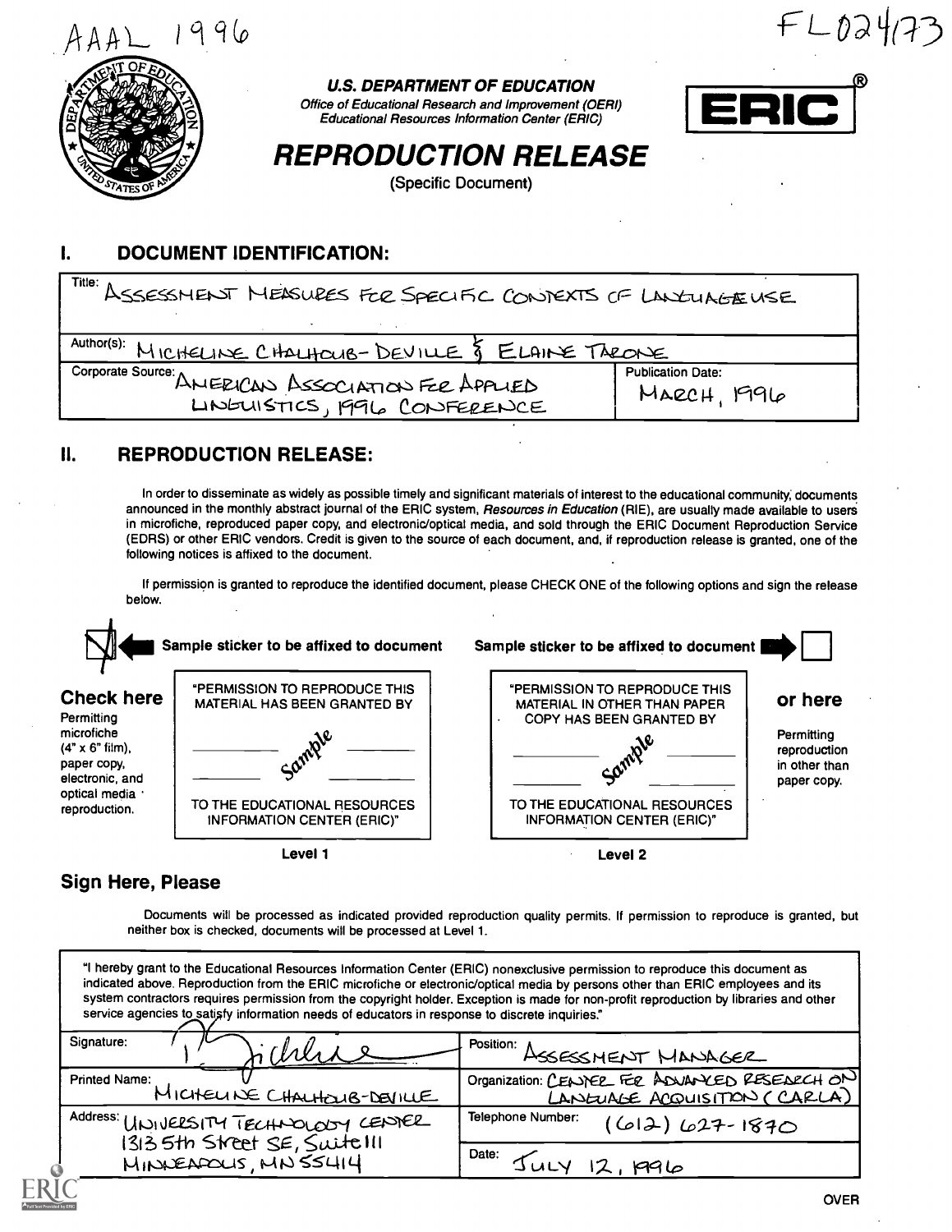AAAL 1996

FL024173

**U.S. DEPARTMENT OF EDUCATION**

*Office of Educational Research and Improvement (OERI)*
*Educational Resources Information Center (ERIC)*

ERIC®

# REPRODUCTION RELEASE

(Specific Document)

## I. DOCUMENT IDENTIFICATION:

| | |
|---|---|
| Title: ASSESSMENT MEASURES FOR SPECIFIC CONTEXTS OF LANGUAGE USE | |
| Author(s): MICHELINE CHALHOUB-DEVILLE & ELAINE TARONE | |
| Corporate Source: AMERICAN ASSOCIATION FOR APPLIED LINGUISTICS, 1996 CONFERENCE | Publication Date: MARCH, 1996 |

## II. REPRODUCTION RELEASE:

In order to disseminate as widely as possible timely and significant materials of interest to the educational community, documents announced in the monthly abstract journal of the ERIC system, *Resources in Education* (RIE), are usually made available to users in microfiche, reproduced paper copy, and electronic/optical media, and sold through the ERIC Document Reproduction Service (EDRS) or other ERIC vendors. Credit is given to the source of each document, and, if reproduction release is granted, one of the following notices is affixed to the document.

If permission is granted to reproduce the identified document, please CHECK ONE of the following options and sign the release below.

| [X] Check here | Sample sticker to be affixed to document | Sample sticker to be affixed to document | [ ] or here |
|---|---|---|---|
| Permitting microfiche (4" x 6" film), paper copy, electronic, and optical media reproduction. | "PERMISSION TO REPRODUCE THIS MATERIAL HAS BEEN GRANTED BY ______ Sample ______ TO THE EDUCATIONAL RESOURCES INFORMATION CENTER (ERIC)" | "PERMISSION TO REPRODUCE THIS MATERIAL IN OTHER THAN PAPER COPY HAS BEEN GRANTED BY ______ Sample ______ TO THE EDUCATIONAL RESOURCES INFORMATION CENTER (ERIC)" | Permitting reproduction in other than paper copy. |
| | Level 1 | Level 2 | |

### Sign Here, Please

Documents will be processed as indicated provided reproduction quality permits. If permission to reproduce is granted, but neither box is checked, documents will be processed at Level 1.

"I hereby grant to the Educational Resources Information Center (ERIC) nonexclusive permission to reproduce this document as indicated above. Reproduction from the ERIC microfiche or electronic/optical media by persons other than ERIC employees and its system contractors requires permission from the copyright holder. Exception is made for non-profit reproduction by libraries and other service agencies to satisfy information needs of educators in response to discrete inquiries."

| | |
|---|---|
| Signature: [signature] | Position: ASSESSMENT MANAGER |
| Printed Name: MICHELINE CHALHOUB-DEVILLE | Organization: CENTER FOR ADVANCED RESEARCH ON LANGUAGE ACQUISITION (CARLA) |
| Address: UNIVERSITY TECHNOLOGY CENTER 1313 5th Street SE, Suite 111 MINNEAPOLIS, MN 55414 | Telephone Number: (612) 627-1870 |
| | Date: JULY 12, 1996 |

OVER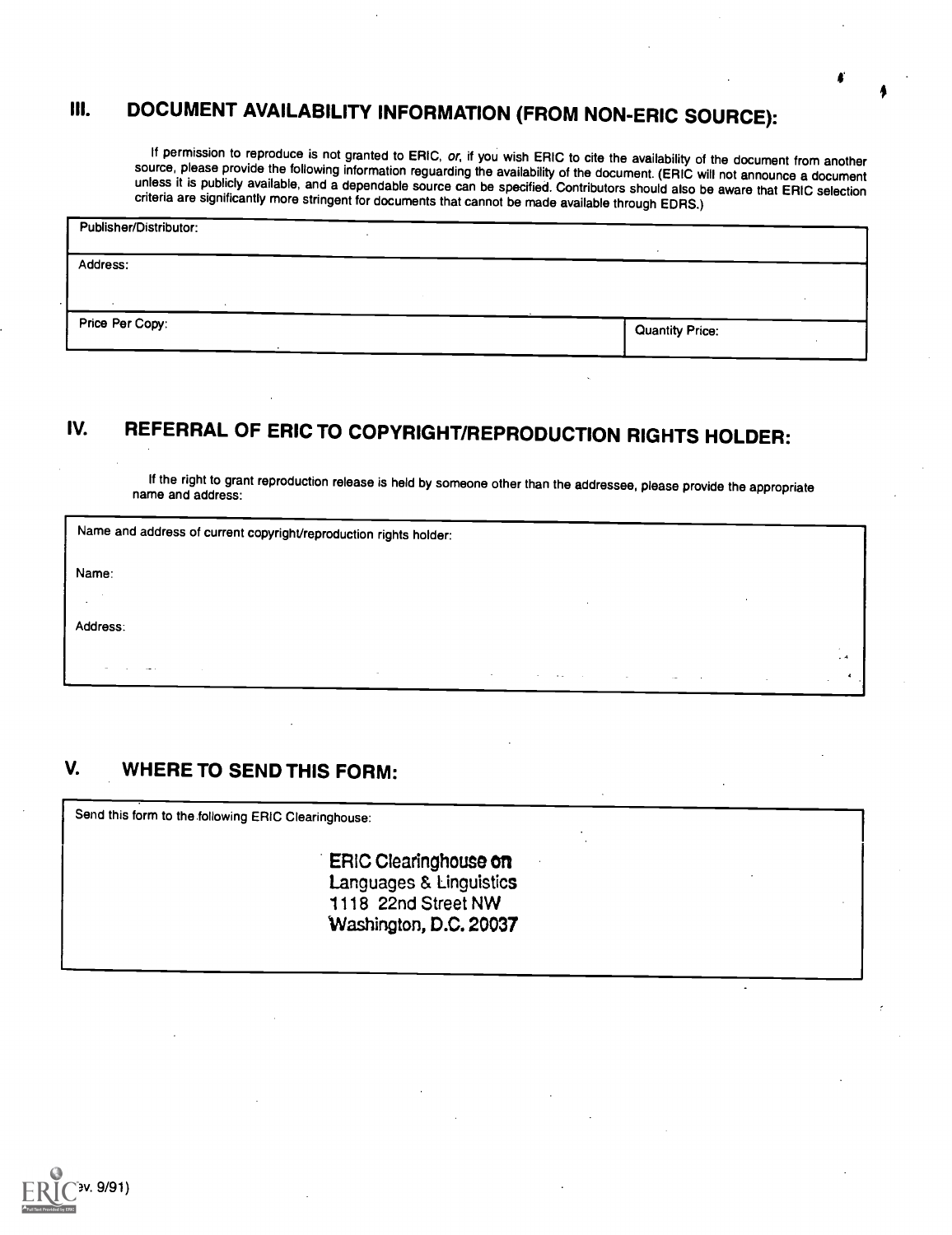## III. DOCUMENT AVAILABILITY INFORMATION (FROM NON-ERIC SOURCE):

If permission to reproduce is not granted to ERIC, *or*, if you wish ERIC to cite the availability of the document from another source, please provide the following information reguarding the availability of the document. (ERIC will not announce a document unless it is publicly available, and a dependable source can be specified. Contributors should also be aware that ERIC selection criteria are significantly more stringent for documents that cannot be made available through EDRS.)

| | |
|---|---|
| Publisher/Distributor: | |
| Address: | |
| Price Per Copy: | Quantity Price: |

## IV. REFERRAL OF ERIC TO COPYRIGHT/REPRODUCTION RIGHTS HOLDER:

If the right to grant reproduction release is held by someone other than the addressee, please provide the appropriate name and address:

Name and address of current copyright/reproduction rights holder:

Name:

Address:

## V. WHERE TO SEND THIS FORM:

Send this form to the following ERIC Clearinghouse:

**ERIC Clearinghouse on**
Languages & Linguistics
1118 22nd Street NW
Washington, D.C. 20037

(Rev. 9/91)